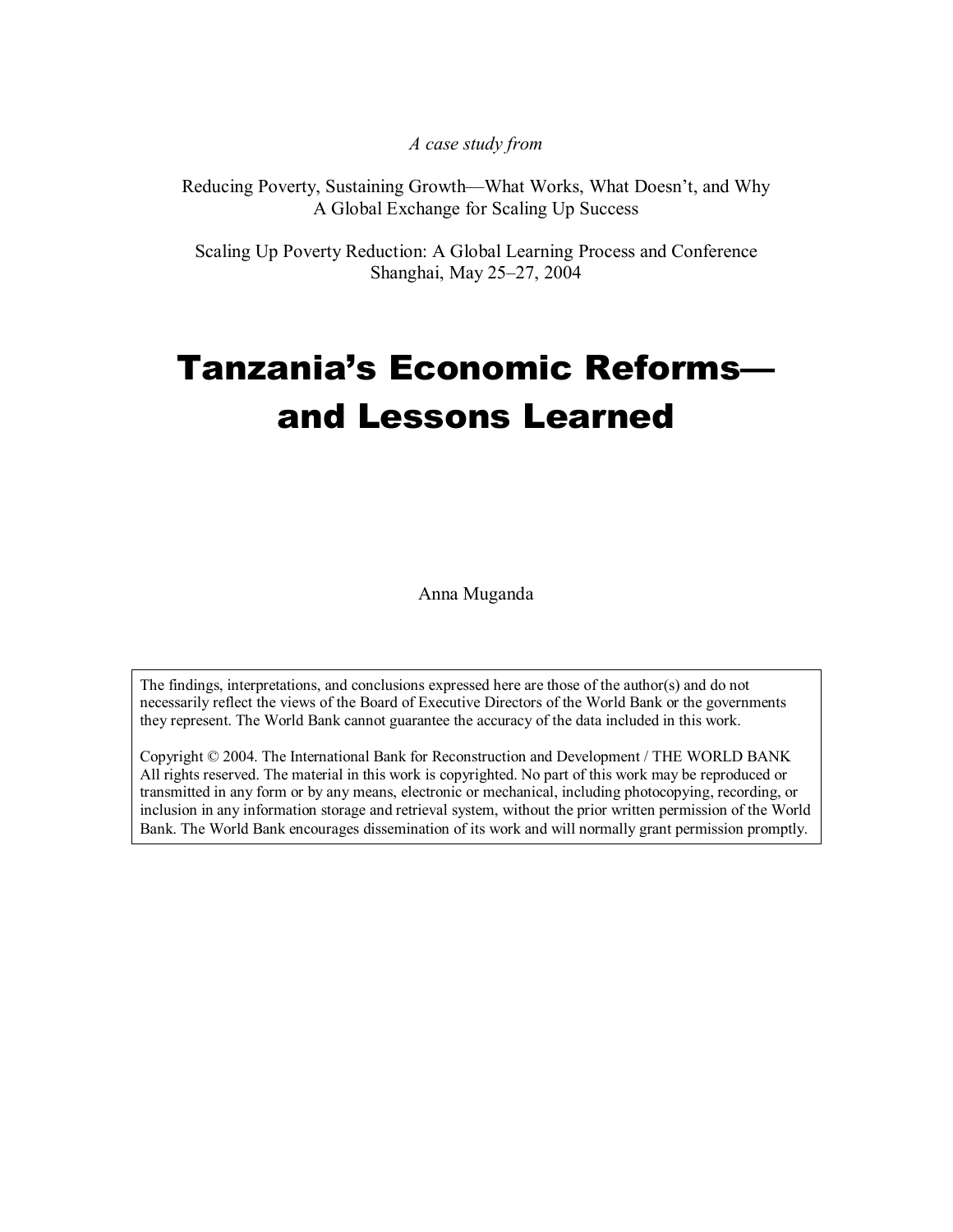*A case study from*

Reducing Poverty, Sustaining Growth—What Works, What Doesn't, and Why
A Global Exchange for Scaling Up Success

Scaling Up Poverty Reduction: A Global Learning Process and Conference
Shanghai, May 25–27, 2004

# Tanzania's Economic Reforms—and Lessons Learned

Anna Muganda

The findings, interpretations, and conclusions expressed here are those of the author(s) and do not necessarily reflect the views of the Board of Executive Directors of the World Bank or the governments they represent. The World Bank cannot guarantee the accuracy of the data included in this work.

Copyright © 2004. The International Bank for Reconstruction and Development / THE WORLD BANK
All rights reserved. The material in this work is copyrighted. No part of this work may be reproduced or transmitted in any form or by any means, electronic or mechanical, including photocopying, recording, or inclusion in any information storage and retrieval system, without the prior written permission of the World Bank. The World Bank encourages dissemination of its work and will normally grant permission promptly.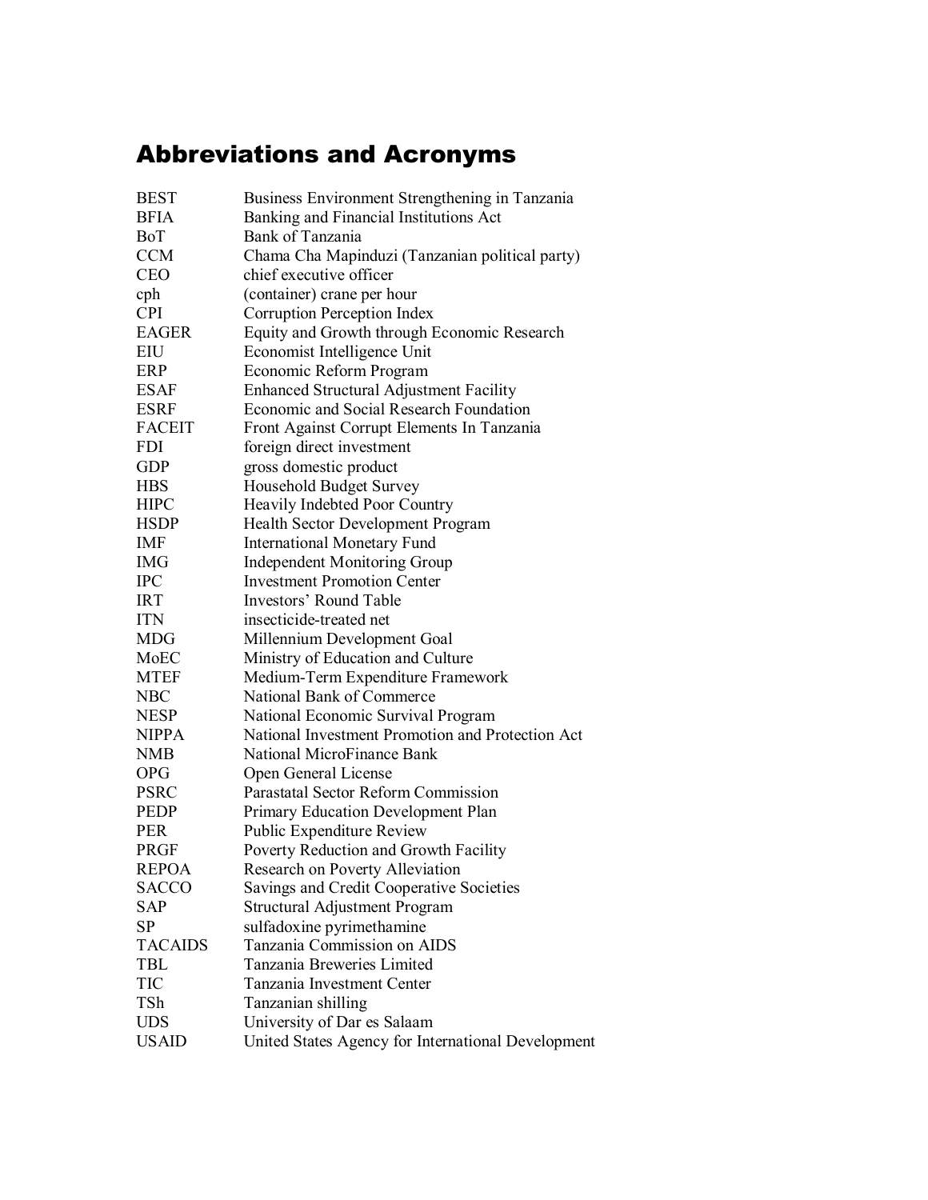# Abbreviations and Acronyms

| | |
|---|---|
| BEST | Business Environment Strengthening in Tanzania |
| BFIA | Banking and Financial Institutions Act |
| BoT | Bank of Tanzania |
| CCM | Chama Cha Mapinduzi (Tanzanian political party) |
| CEO | chief executive officer |
| cph | (container) crane per hour |
| CPI | Corruption Perception Index |
| EAGER | Equity and Growth through Economic Research |
| EIU | Economist Intelligence Unit |
| ERP | Economic Reform Program |
| ESAF | Enhanced Structural Adjustment Facility |
| ESRF | Economic and Social Research Foundation |
| FACEIT | Front Against Corrupt Elements In Tanzania |
| FDI | foreign direct investment |
| GDP | gross domestic product |
| HBS | Household Budget Survey |
| HIPC | Heavily Indebted Poor Country |
| HSDP | Health Sector Development Program |
| IMF | International Monetary Fund |
| IMG | Independent Monitoring Group |
| IPC | Investment Promotion Center |
| IRT | Investors' Round Table |
| ITN | insecticide-treated net |
| MDG | Millennium Development Goal |
| MoEC | Ministry of Education and Culture |
| MTEF | Medium-Term Expenditure Framework |
| NBC | National Bank of Commerce |
| NESP | National Economic Survival Program |
| NIPPA | National Investment Promotion and Protection Act |
| NMB | National MicroFinance Bank |
| OPG | Open General License |
| PSRC | Parastatal Sector Reform Commission |
| PEDP | Primary Education Development Plan |
| PER | Public Expenditure Review |
| PRGF | Poverty Reduction and Growth Facility |
| REPOA | Research on Poverty Alleviation |
| SACCO | Savings and Credit Cooperative Societies |
| SAP | Structural Adjustment Program |
| SP | sulfadoxine pyrimethamine |
| TACAIDS | Tanzania Commission on AIDS |
| TBL | Tanzania Breweries Limited |
| TIC | Tanzania Investment Center |
| TSh | Tanzanian shilling |
| UDS | University of Dar es Salaam |
| USAID | United States Agency for International Development |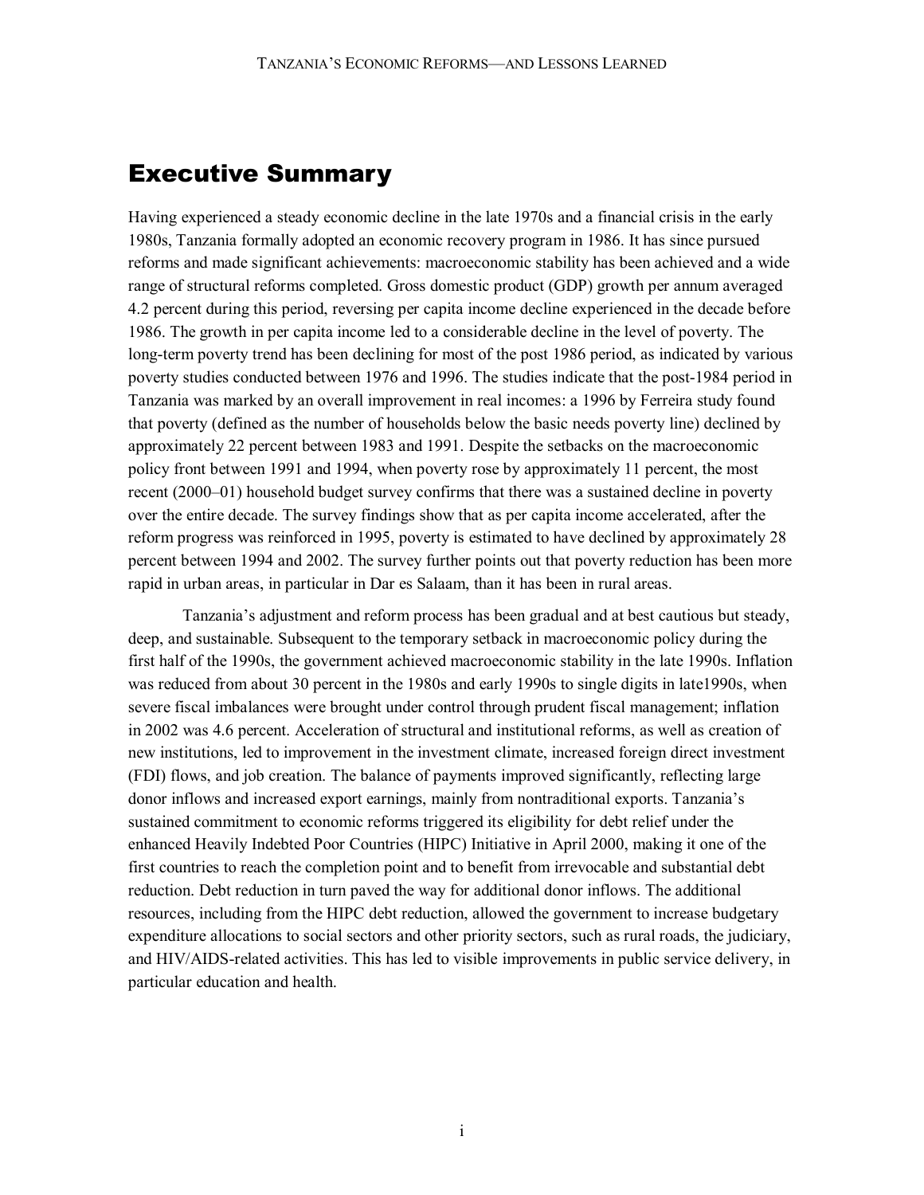# Executive Summary

Having experienced a steady economic decline in the late 1970s and a financial crisis in the early 1980s, Tanzania formally adopted an economic recovery program in 1986. It has since pursued reforms and made significant achievements: macroeconomic stability has been achieved and a wide range of structural reforms completed. Gross domestic product (GDP) growth per annum averaged 4.2 percent during this period, reversing per capita income decline experienced in the decade before 1986. The growth in per capita income led to a considerable decline in the level of poverty. The long-term poverty trend has been declining for most of the post 1986 period, as indicated by various poverty studies conducted between 1976 and 1996. The studies indicate that the post-1984 period in Tanzania was marked by an overall improvement in real incomes: a 1996 by Ferreira study found that poverty (defined as the number of households below the basic needs poverty line) declined by approximately 22 percent between 1983 and 1991. Despite the setbacks on the macroeconomic policy front between 1991 and 1994, when poverty rose by approximately 11 percent, the most recent (2000–01) household budget survey confirms that there was a sustained decline in poverty over the entire decade. The survey findings show that as per capita income accelerated, after the reform progress was reinforced in 1995, poverty is estimated to have declined by approximately 28 percent between 1994 and 2002. The survey further points out that poverty reduction has been more rapid in urban areas, in particular in Dar es Salaam, than it has been in rural areas.

Tanzania's adjustment and reform process has been gradual and at best cautious but steady, deep, and sustainable. Subsequent to the temporary setback in macroeconomic policy during the first half of the 1990s, the government achieved macroeconomic stability in the late 1990s. Inflation was reduced from about 30 percent in the 1980s and early 1990s to single digits in late1990s, when severe fiscal imbalances were brought under control through prudent fiscal management; inflation in 2002 was 4.6 percent. Acceleration of structural and institutional reforms, as well as creation of new institutions, led to improvement in the investment climate, increased foreign direct investment (FDI) flows, and job creation. The balance of payments improved significantly, reflecting large donor inflows and increased export earnings, mainly from nontraditional exports. Tanzania's sustained commitment to economic reforms triggered its eligibility for debt relief under the enhanced Heavily Indebted Poor Countries (HIPC) Initiative in April 2000, making it one of the first countries to reach the completion point and to benefit from irrevocable and substantial debt reduction. Debt reduction in turn paved the way for additional donor inflows. The additional resources, including from the HIPC debt reduction, allowed the government to increase budgetary expenditure allocations to social sectors and other priority sectors, such as rural roads, the judiciary, and HIV/AIDS-related activities. This has led to visible improvements in public service delivery, in particular education and health.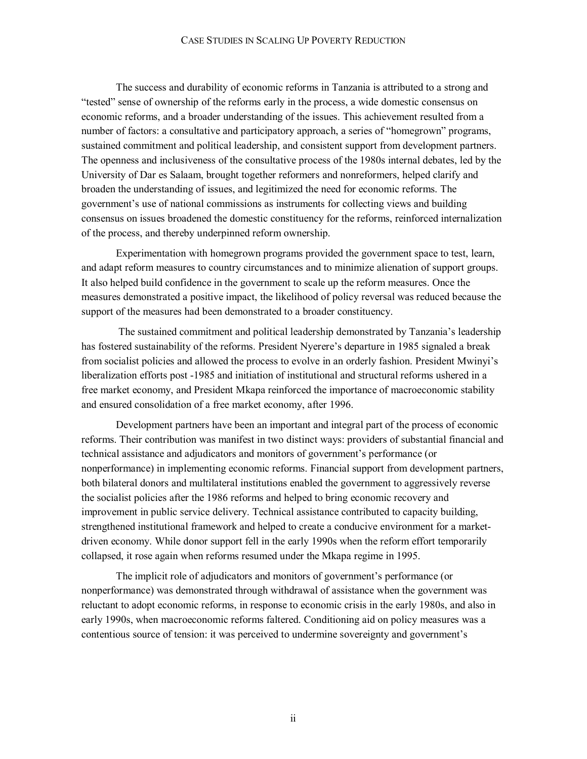The success and durability of economic reforms in Tanzania is attributed to a strong and "tested" sense of ownership of the reforms early in the process, a wide domestic consensus on economic reforms, and a broader understanding of the issues. This achievement resulted from a number of factors: a consultative and participatory approach, a series of "homegrown" programs, sustained commitment and political leadership, and consistent support from development partners. The openness and inclusiveness of the consultative process of the 1980s internal debates, led by the University of Dar es Salaam, brought together reformers and nonreformers, helped clarify and broaden the understanding of issues, and legitimized the need for economic reforms. The government's use of national commissions as instruments for collecting views and building consensus on issues broadened the domestic constituency for the reforms, reinforced internalization of the process, and thereby underpinned reform ownership.

Experimentation with homegrown programs provided the government space to test, learn, and adapt reform measures to country circumstances and to minimize alienation of support groups. It also helped build confidence in the government to scale up the reform measures. Once the measures demonstrated a positive impact, the likelihood of policy reversal was reduced because the support of the measures had been demonstrated to a broader constituency.

The sustained commitment and political leadership demonstrated by Tanzania's leadership has fostered sustainability of the reforms. President Nyerere's departure in 1985 signaled a break from socialist policies and allowed the process to evolve in an orderly fashion. President Mwinyi's liberalization efforts post -1985 and initiation of institutional and structural reforms ushered in a free market economy, and President Mkapa reinforced the importance of macroeconomic stability and ensured consolidation of a free market economy, after 1996.

Development partners have been an important and integral part of the process of economic reforms. Their contribution was manifest in two distinct ways: providers of substantial financial and technical assistance and adjudicators and monitors of government's performance (or nonperformance) in implementing economic reforms. Financial support from development partners, both bilateral donors and multilateral institutions enabled the government to aggressively reverse the socialist policies after the 1986 reforms and helped to bring economic recovery and improvement in public service delivery. Technical assistance contributed to capacity building, strengthened institutional framework and helped to create a conducive environment for a market-driven economy. While donor support fell in the early 1990s when the reform effort temporarily collapsed, it rose again when reforms resumed under the Mkapa regime in 1995.

The implicit role of adjudicators and monitors of government's performance (or nonperformance) was demonstrated through withdrawal of assistance when the government was reluctant to adopt economic reforms, in response to economic crisis in the early 1980s, and also in early 1990s, when macroeconomic reforms faltered. Conditioning aid on policy measures was a contentious source of tension: it was perceived to undermine sovereignty and government's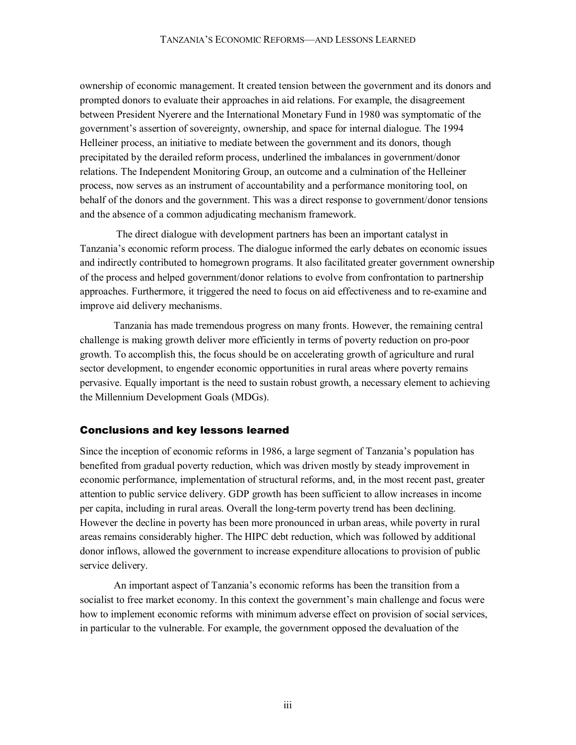ownership of economic management. It created tension between the government and its donors and prompted donors to evaluate their approaches in aid relations. For example, the disagreement between President Nyerere and the International Monetary Fund in 1980 was symptomatic of the government's assertion of sovereignty, ownership, and space for internal dialogue. The 1994 Helleiner process, an initiative to mediate between the government and its donors, though precipitated by the derailed reform process, underlined the imbalances in government/donor relations. The Independent Monitoring Group, an outcome and a culmination of the Helleiner process, now serves as an instrument of accountability and a performance monitoring tool, on behalf of the donors and the government. This was a direct response to government/donor tensions and the absence of a common adjudicating mechanism framework.

The direct dialogue with development partners has been an important catalyst in Tanzania's economic reform process. The dialogue informed the early debates on economic issues and indirectly contributed to homegrown programs. It also facilitated greater government ownership of the process and helped government/donor relations to evolve from confrontation to partnership approaches. Furthermore, it triggered the need to focus on aid effectiveness and to re-examine and improve aid delivery mechanisms.

Tanzania has made tremendous progress on many fronts. However, the remaining central challenge is making growth deliver more efficiently in terms of poverty reduction on pro-poor growth. To accomplish this, the focus should be on accelerating growth of agriculture and rural sector development, to engender economic opportunities in rural areas where poverty remains pervasive. Equally important is the need to sustain robust growth, a necessary element to achieving the Millennium Development Goals (MDGs).

## Conclusions and key lessons learned

Since the inception of economic reforms in 1986, a large segment of Tanzania's population has benefited from gradual poverty reduction, which was driven mostly by steady improvement in economic performance, implementation of structural reforms, and, in the most recent past, greater attention to public service delivery. GDP growth has been sufficient to allow increases in income per capita, including in rural areas. Overall the long-term poverty trend has been declining. However the decline in poverty has been more pronounced in urban areas, while poverty in rural areas remains considerably higher. The HIPC debt reduction, which was followed by additional donor inflows, allowed the government to increase expenditure allocations to provision of public service delivery.

An important aspect of Tanzania's economic reforms has been the transition from a socialist to free market economy. In this context the government's main challenge and focus were how to implement economic reforms with minimum adverse effect on provision of social services, in particular to the vulnerable. For example, the government opposed the devaluation of the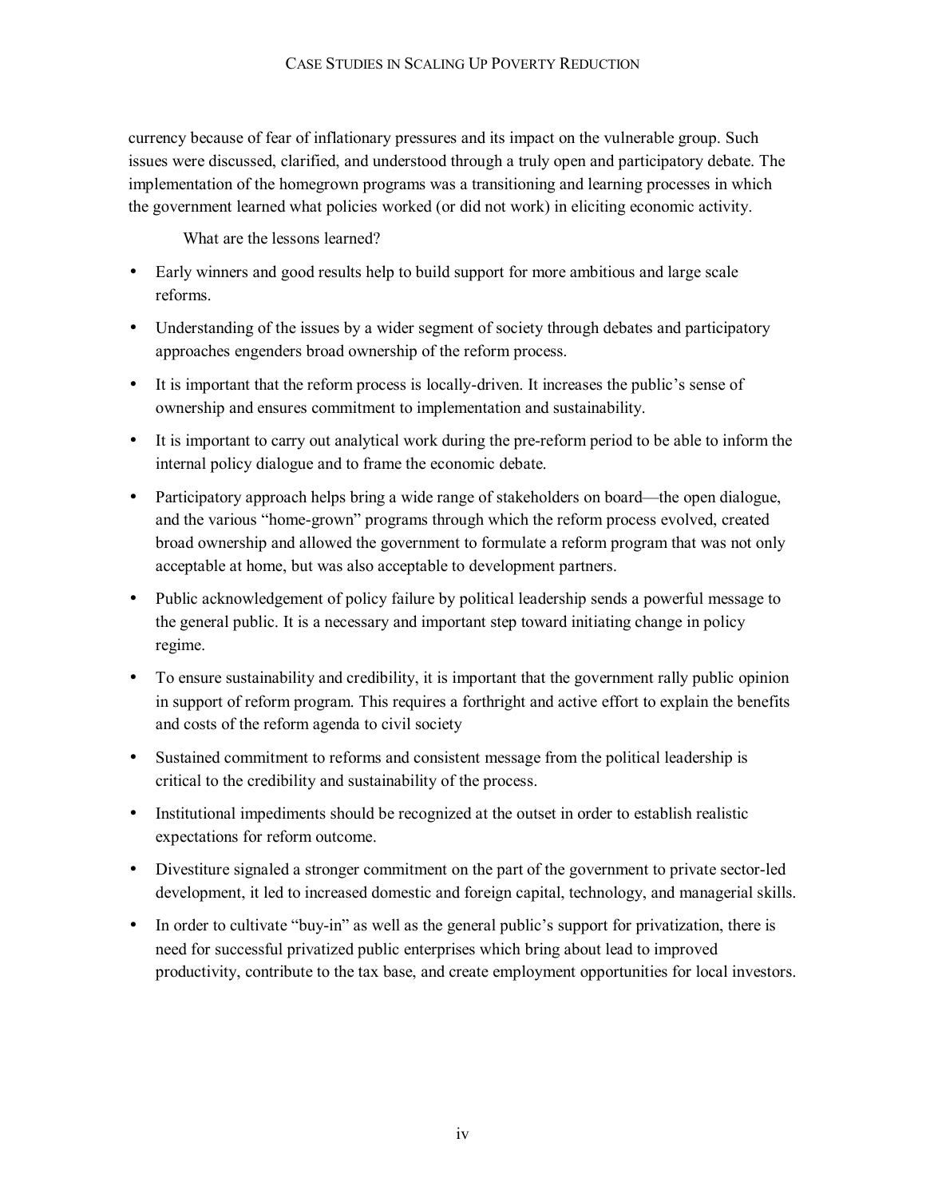currency because of fear of inflationary pressures and its impact on the vulnerable group. Such issues were discussed, clarified, and understood through a truly open and participatory debate. The implementation of the homegrown programs was a transitioning and learning processes in which the government learned what policies worked (or did not work) in eliciting economic activity.

What are the lessons learned?

- Early winners and good results help to build support for more ambitious and large scale reforms.
- Understanding of the issues by a wider segment of society through debates and participatory approaches engenders broad ownership of the reform process.
- It is important that the reform process is locally-driven. It increases the public's sense of ownership and ensures commitment to implementation and sustainability.
- It is important to carry out analytical work during the pre-reform period to be able to inform the internal policy dialogue and to frame the economic debate.
- Participatory approach helps bring a wide range of stakeholders on board—the open dialogue, and the various "home-grown" programs through which the reform process evolved, created broad ownership and allowed the government to formulate a reform program that was not only acceptable at home, but was also acceptable to development partners.
- Public acknowledgement of policy failure by political leadership sends a powerful message to the general public. It is a necessary and important step toward initiating change in policy regime.
- To ensure sustainability and credibility, it is important that the government rally public opinion in support of reform program. This requires a forthright and active effort to explain the benefits and costs of the reform agenda to civil society
- Sustained commitment to reforms and consistent message from the political leadership is critical to the credibility and sustainability of the process.
- Institutional impediments should be recognized at the outset in order to establish realistic expectations for reform outcome.
- Divestiture signaled a stronger commitment on the part of the government to private sector-led development, it led to increased domestic and foreign capital, technology, and managerial skills.
- In order to cultivate "buy-in" as well as the general public's support for privatization, there is need for successful privatized public enterprises which bring about lead to improved productivity, contribute to the tax base, and create employment opportunities for local investors.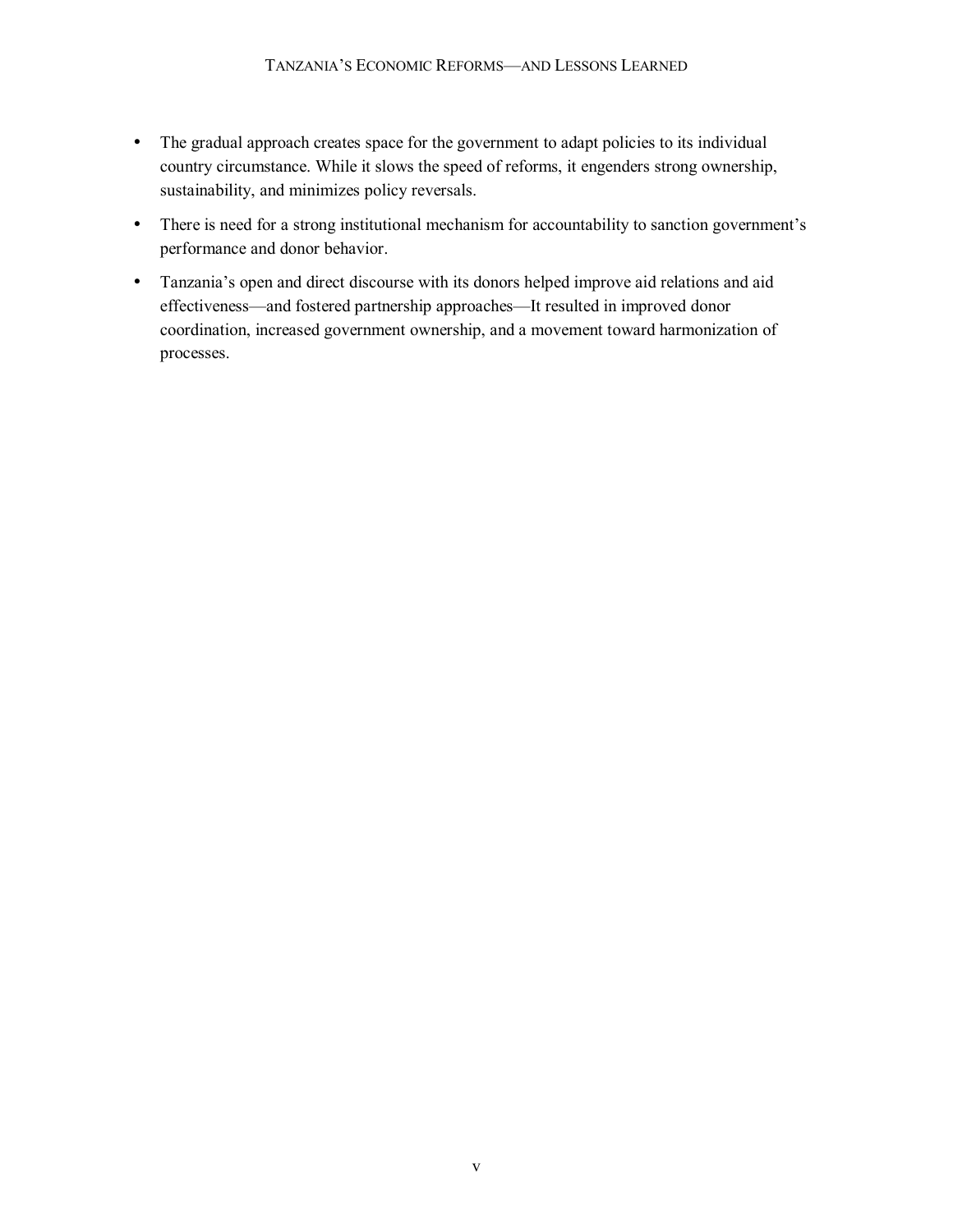- The gradual approach creates space for the government to adapt policies to its individual country circumstance. While it slows the speed of reforms, it engenders strong ownership, sustainability, and minimizes policy reversals.
- There is need for a strong institutional mechanism for accountability to sanction government's performance and donor behavior.
- Tanzania's open and direct discourse with its donors helped improve aid relations and aid effectiveness—and fostered partnership approaches—It resulted in improved donor coordination, increased government ownership, and a movement toward harmonization of processes.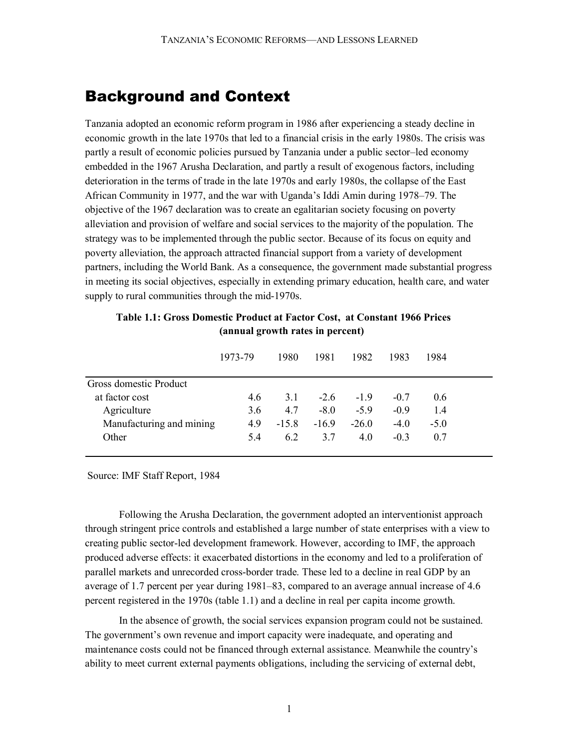## Background and Context

Tanzania adopted an economic reform program in 1986 after experiencing a steady decline in economic growth in the late 1970s that led to a financial crisis in the early 1980s. The crisis was partly a result of economic policies pursued by Tanzania under a public sector–led economy embedded in the 1967 Arusha Declaration, and partly a result of exogenous factors, including deterioration in the terms of trade in the late 1970s and early 1980s, the collapse of the East African Community in 1977, and the war with Uganda's Iddi Amin during 1978–79. The objective of the 1967 declaration was to create an egalitarian society focusing on poverty alleviation and provision of welfare and social services to the majority of the population. The strategy was to be implemented through the public sector. Because of its focus on equity and poverty alleviation, the approach attracted financial support from a variety of development partners, including the World Bank. As a consequence, the government made substantial progress in meeting its social objectives, especially in extending primary education, health care, and water supply to rural communities through the mid-1970s.

**Table 1.1: Gross Domestic Product at Factor Cost, at Constant 1966 Prices (annual growth rates in percent)**

| | 1973-79 | 1980 | 1981 | 1982 | 1983 | 1984 |
|---|---|---|---|---|---|---|
| Gross domestic Product at factor cost | 4.6 | 3.1 | -2.6 | -1.9 | -0.7 | 0.6 |
| Agriculture | 3.6 | 4.7 | -8.0 | -5.9 | -0.9 | 1.4 |
| Manufacturing and mining | 4.9 | -15.8 | -16.9 | -26.0 | -4.0 | -5.0 |
| Other | 5.4 | 6.2 | 3.7 | 4.0 | -0.3 | 0.7 |

Source: IMF Staff Report, 1984

Following the Arusha Declaration, the government adopted an interventionist approach through stringent price controls and established a large number of state enterprises with a view to creating public sector-led development framework. However, according to IMF, the approach produced adverse effects: it exacerbated distortions in the economy and led to a proliferation of parallel markets and unrecorded cross-border trade. These led to a decline in real GDP by an average of 1.7 percent per year during 1981–83, compared to an average annual increase of 4.6 percent registered in the 1970s (table 1.1) and a decline in real per capita income growth.

In the absence of growth, the social services expansion program could not be sustained. The government's own revenue and import capacity were inadequate, and operating and maintenance costs could not be financed through external assistance. Meanwhile the country's ability to meet current external payments obligations, including the servicing of external debt,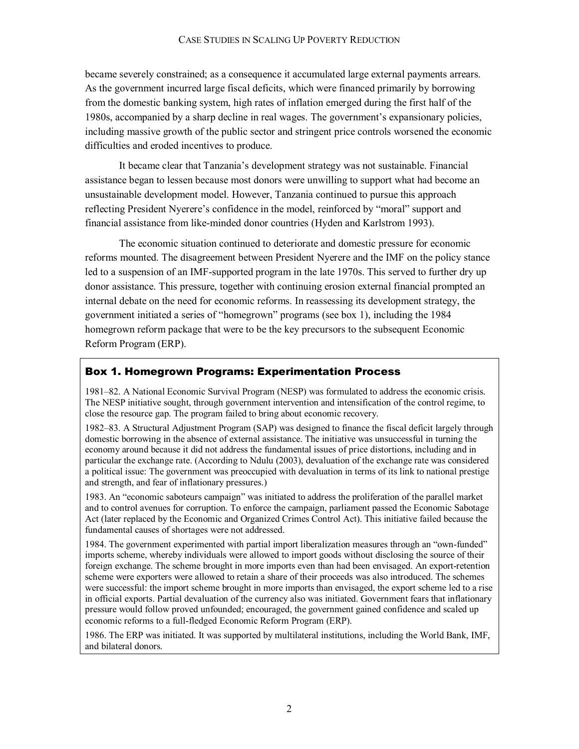became severely constrained; as a consequence it accumulated large external payments arrears. As the government incurred large fiscal deficits, which were financed primarily by borrowing from the domestic banking system, high rates of inflation emerged during the first half of the 1980s, accompanied by a sharp decline in real wages. The government's expansionary policies, including massive growth of the public sector and stringent price controls worsened the economic difficulties and eroded incentives to produce.

It became clear that Tanzania's development strategy was not sustainable. Financial assistance began to lessen because most donors were unwilling to support what had become an unsustainable development model. However, Tanzania continued to pursue this approach reflecting President Nyerere's confidence in the model, reinforced by "moral" support and financial assistance from like-minded donor countries (Hyden and Karlstrom 1993).

The economic situation continued to deteriorate and domestic pressure for economic reforms mounted. The disagreement between President Nyerere and the IMF on the policy stance led to a suspension of an IMF-supported program in the late 1970s. This served to further dry up donor assistance. This pressure, together with continuing erosion external financial prompted an internal debate on the need for economic reforms. In reassessing its development strategy, the government initiated a series of "homegrown" programs (see box 1), including the 1984 homegrown reform package that were to be the key precursors to the subsequent Economic Reform Program (ERP).

### Box 1. Homegrown Programs: Experimentation Process

1981–82. A National Economic Survival Program (NESP) was formulated to address the economic crisis. The NESP initiative sought, through government intervention and intensification of the control regime, to close the resource gap. The program failed to bring about economic recovery.

1982–83. A Structural Adjustment Program (SAP) was designed to finance the fiscal deficit largely through domestic borrowing in the absence of external assistance. The initiative was unsuccessful in turning the economy around because it did not address the fundamental issues of price distortions, including and in particular the exchange rate. (According to Ndulu (2003), devaluation of the exchange rate was considered a political issue: The government was preoccupied with devaluation in terms of its link to national prestige and strength, and fear of inflationary pressures.)

1983. An "economic saboteurs campaign" was initiated to address the proliferation of the parallel market and to control avenues for corruption. To enforce the campaign, parliament passed the Economic Sabotage Act (later replaced by the Economic and Organized Crimes Control Act). This initiative failed because the fundamental causes of shortages were not addressed.

1984. The government experimented with partial import liberalization measures through an "own-funded" imports scheme, whereby individuals were allowed to import goods without disclosing the source of their foreign exchange. The scheme brought in more imports even than had been envisaged. An export-retention scheme were exporters were allowed to retain a share of their proceeds was also introduced. The schemes were successful: the import scheme brought in more imports than envisaged, the export scheme led to a rise in official exports. Partial devaluation of the currency also was initiated. Government fears that inflationary pressure would follow proved unfounded; encouraged, the government gained confidence and scaled up economic reforms to a full-fledged Economic Reform Program (ERP).

1986. The ERP was initiated. It was supported by multilateral institutions, including the World Bank, IMF, and bilateral donors.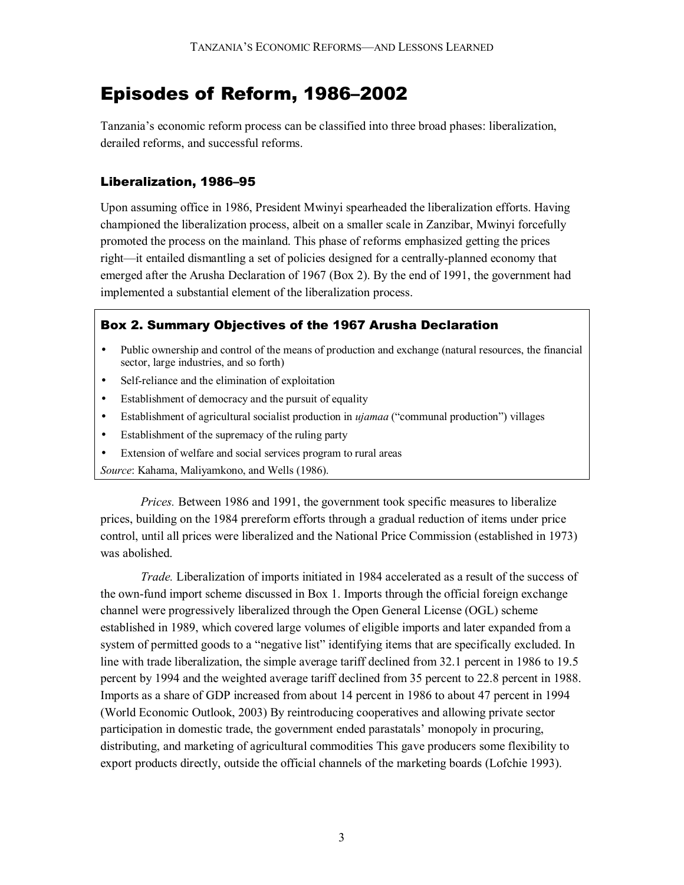# Episodes of Reform, 1986–2002

Tanzania's economic reform process can be classified into three broad phases: liberalization, derailed reforms, and successful reforms.

## Liberalization, 1986–95

Upon assuming office in 1986, President Mwinyi spearheaded the liberalization efforts. Having championed the liberalization process, albeit on a smaller scale in Zanzibar, Mwinyi forcefully promoted the process on the mainland. This phase of reforms emphasized getting the prices right—it entailed dismantling a set of policies designed for a centrally-planned economy that emerged after the Arusha Declaration of 1967 (Box 2). By the end of 1991, the government had implemented a substantial element of the liberalization process.

### Box 2. Summary Objectives of the 1967 Arusha Declaration

- Public ownership and control of the means of production and exchange (natural resources, the financial sector, large industries, and so forth)
- Self-reliance and the elimination of exploitation
- Establishment of democracy and the pursuit of equality
- Establishment of agricultural socialist production in *ujamaa* ("communal production") villages
- Establishment of the supremacy of the ruling party
- Extension of welfare and social services program to rural areas

*Source*: Kahama, Maliyamkono, and Wells (1986).

*Prices.* Between 1986 and 1991, the government took specific measures to liberalize prices, building on the 1984 prereform efforts through a gradual reduction of items under price control, until all prices were liberalized and the National Price Commission (established in 1973) was abolished.

*Trade.* Liberalization of imports initiated in 1984 accelerated as a result of the success of the own-fund import scheme discussed in Box 1. Imports through the official foreign exchange channel were progressively liberalized through the Open General License (OGL) scheme established in 1989, which covered large volumes of eligible imports and later expanded from a system of permitted goods to a "negative list" identifying items that are specifically excluded. In line with trade liberalization, the simple average tariff declined from 32.1 percent in 1986 to 19.5 percent by 1994 and the weighted average tariff declined from 35 percent to 22.8 percent in 1988. Imports as a share of GDP increased from about 14 percent in 1986 to about 47 percent in 1994 (World Economic Outlook, 2003) By reintroducing cooperatives and allowing private sector participation in domestic trade, the government ended parastatals' monopoly in procuring, distributing, and marketing of agricultural commodities This gave producers some flexibility to export products directly, outside the official channels of the marketing boards (Lofchie 1993).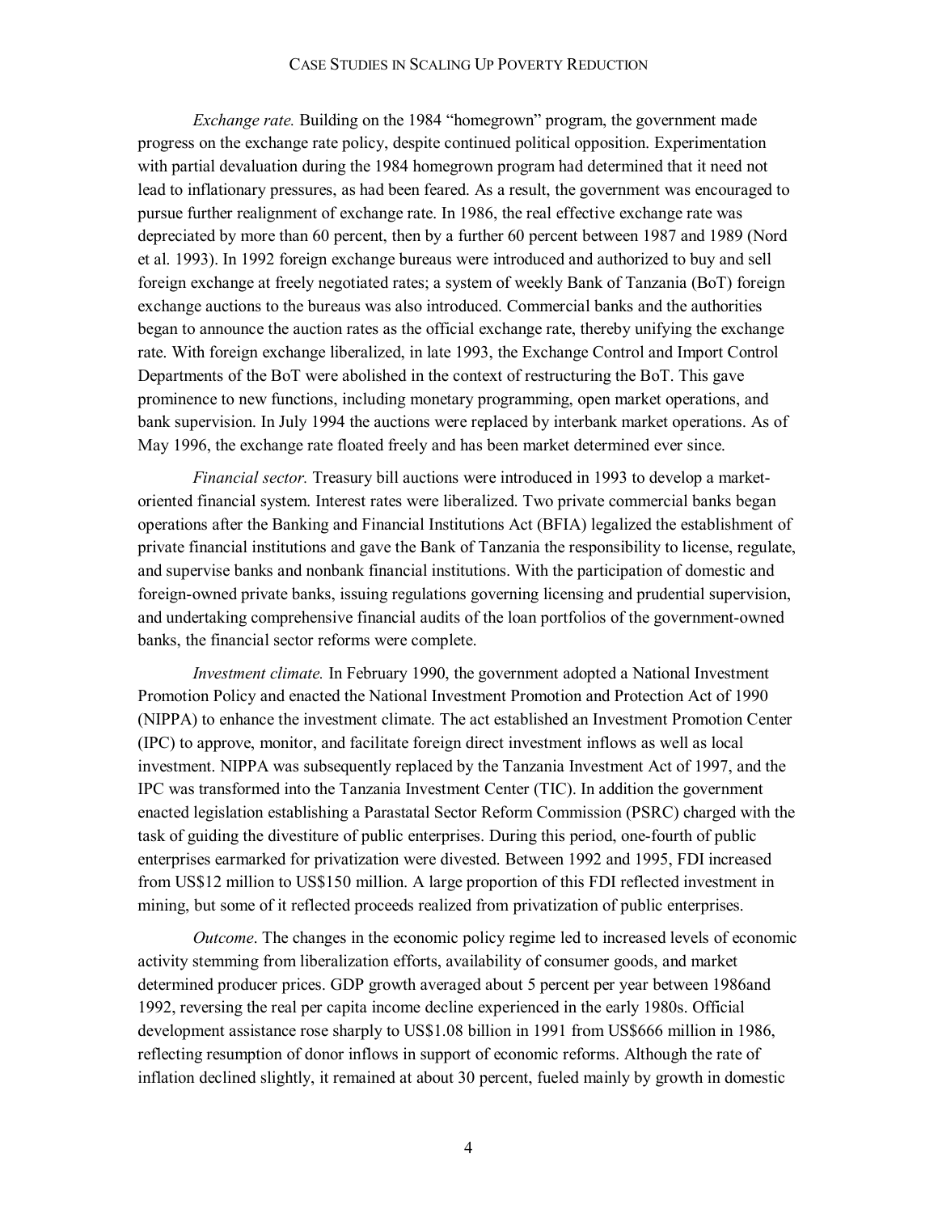*Exchange rate.* Building on the 1984 "homegrown" program, the government made progress on the exchange rate policy, despite continued political opposition. Experimentation with partial devaluation during the 1984 homegrown program had determined that it need not lead to inflationary pressures, as had been feared. As a result, the government was encouraged to pursue further realignment of exchange rate. In 1986, the real effective exchange rate was depreciated by more than 60 percent, then by a further 60 percent between 1987 and 1989 (Nord et al. 1993). In 1992 foreign exchange bureaus were introduced and authorized to buy and sell foreign exchange at freely negotiated rates; a system of weekly Bank of Tanzania (BoT) foreign exchange auctions to the bureaus was also introduced. Commercial banks and the authorities began to announce the auction rates as the official exchange rate, thereby unifying the exchange rate. With foreign exchange liberalized, in late 1993, the Exchange Control and Import Control Departments of the BoT were abolished in the context of restructuring the BoT. This gave prominence to new functions, including monetary programming, open market operations, and bank supervision. In July 1994 the auctions were replaced by interbank market operations. As of May 1996, the exchange rate floated freely and has been market determined ever since.

*Financial sector.* Treasury bill auctions were introduced in 1993 to develop a market-oriented financial system. Interest rates were liberalized. Two private commercial banks began operations after the Banking and Financial Institutions Act (BFIA) legalized the establishment of private financial institutions and gave the Bank of Tanzania the responsibility to license, regulate, and supervise banks and nonbank financial institutions. With the participation of domestic and foreign-owned private banks, issuing regulations governing licensing and prudential supervision, and undertaking comprehensive financial audits of the loan portfolios of the government-owned banks, the financial sector reforms were complete.

*Investment climate.* In February 1990, the government adopted a National Investment Promotion Policy and enacted the National Investment Promotion and Protection Act of 1990 (NIPPA) to enhance the investment climate. The act established an Investment Promotion Center (IPC) to approve, monitor, and facilitate foreign direct investment inflows as well as local investment. NIPPA was subsequently replaced by the Tanzania Investment Act of 1997, and the IPC was transformed into the Tanzania Investment Center (TIC). In addition the government enacted legislation establishing a Parastatal Sector Reform Commission (PSRC) charged with the task of guiding the divestiture of public enterprises. During this period, one-fourth of public enterprises earmarked for privatization were divested. Between 1992 and 1995, FDI increased from US$12 million to US$150 million. A large proportion of this FDI reflected investment in mining, but some of it reflected proceeds realized from privatization of public enterprises.

*Outcome*. The changes in the economic policy regime led to increased levels of economic activity stemming from liberalization efforts, availability of consumer goods, and market determined producer prices. GDP growth averaged about 5 percent per year between 1986and 1992, reversing the real per capita income decline experienced in the early 1980s. Official development assistance rose sharply to US$1.08 billion in 1991 from US$666 million in 1986, reflecting resumption of donor inflows in support of economic reforms. Although the rate of inflation declined slightly, it remained at about 30 percent, fueled mainly by growth in domestic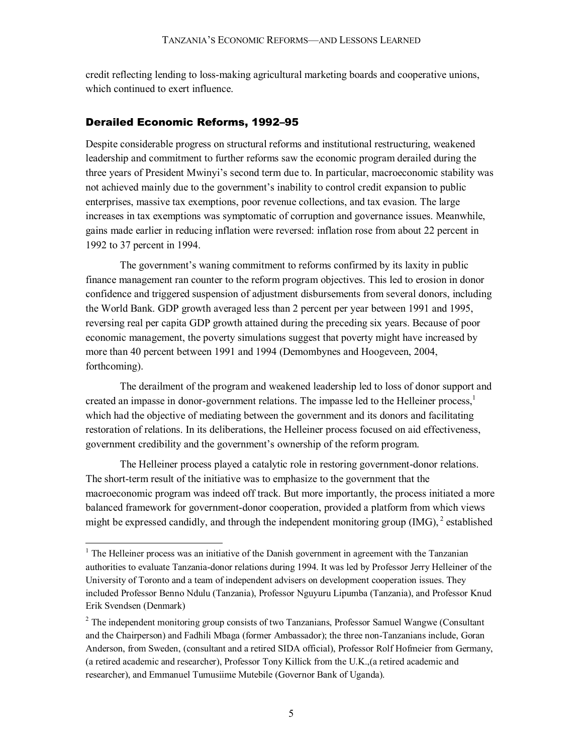credit reflecting lending to loss-making agricultural marketing boards and cooperative unions, which continued to exert influence.

## Derailed Economic Reforms, 1992–95

Despite considerable progress on structural reforms and institutional restructuring, weakened leadership and commitment to further reforms saw the economic program derailed during the three years of President Mwinyi's second term due to. In particular, macroeconomic stability was not achieved mainly due to the government's inability to control credit expansion to public enterprises, massive tax exemptions, poor revenue collections, and tax evasion. The large increases in tax exemptions was symptomatic of corruption and governance issues. Meanwhile, gains made earlier in reducing inflation were reversed: inflation rose from about 22 percent in 1992 to 37 percent in 1994.

The government's waning commitment to reforms confirmed by its laxity in public finance management ran counter to the reform program objectives. This led to erosion in donor confidence and triggered suspension of adjustment disbursements from several donors, including the World Bank. GDP growth averaged less than 2 percent per year between 1991 and 1995, reversing real per capita GDP growth attained during the preceding six years. Because of poor economic management, the poverty simulations suggest that poverty might have increased by more than 40 percent between 1991 and 1994 (Demombynes and Hoogeveen, 2004, forthcoming).

The derailment of the program and weakened leadership led to loss of donor support and created an impasse in donor-government relations. The impasse led to the Helleiner process,[1] which had the objective of mediating between the government and its donors and facilitating restoration of relations. In its deliberations, the Helleiner process focused on aid effectiveness, government credibility and the government's ownership of the reform program.

The Helleiner process played a catalytic role in restoring government-donor relations. The short-term result of the initiative was to emphasize to the government that the macroeconomic program was indeed off track. But more importantly, the process initiated a more balanced framework for government-donor cooperation, provided a platform from which views might be expressed candidly, and through the independent monitoring group (IMG), [2] established

---

[1] The Helleiner process was an initiative of the Danish government in agreement with the Tanzanian authorities to evaluate Tanzania-donor relations during 1994. It was led by Professor Jerry Helleiner of the University of Toronto and a team of independent advisers on development cooperation issues. They included Professor Benno Ndulu (Tanzania), Professor Nguyuru Lipumba (Tanzania), and Professor Knud Erik Svendsen (Denmark)

[2] The independent monitoring group consists of two Tanzanians, Professor Samuel Wangwe (Consultant and the Chairperson) and Fadhili Mbaga (former Ambassador); the three non-Tanzanians include, Goran Anderson, from Sweden, (consultant and a retired SIDA official), Professor Rolf Hofmeier from Germany, (a retired academic and researcher), Professor Tony Killick from the U.K.,(a retired academic and researcher), and Emmanuel Tumusiime Mutebile (Governor Bank of Uganda).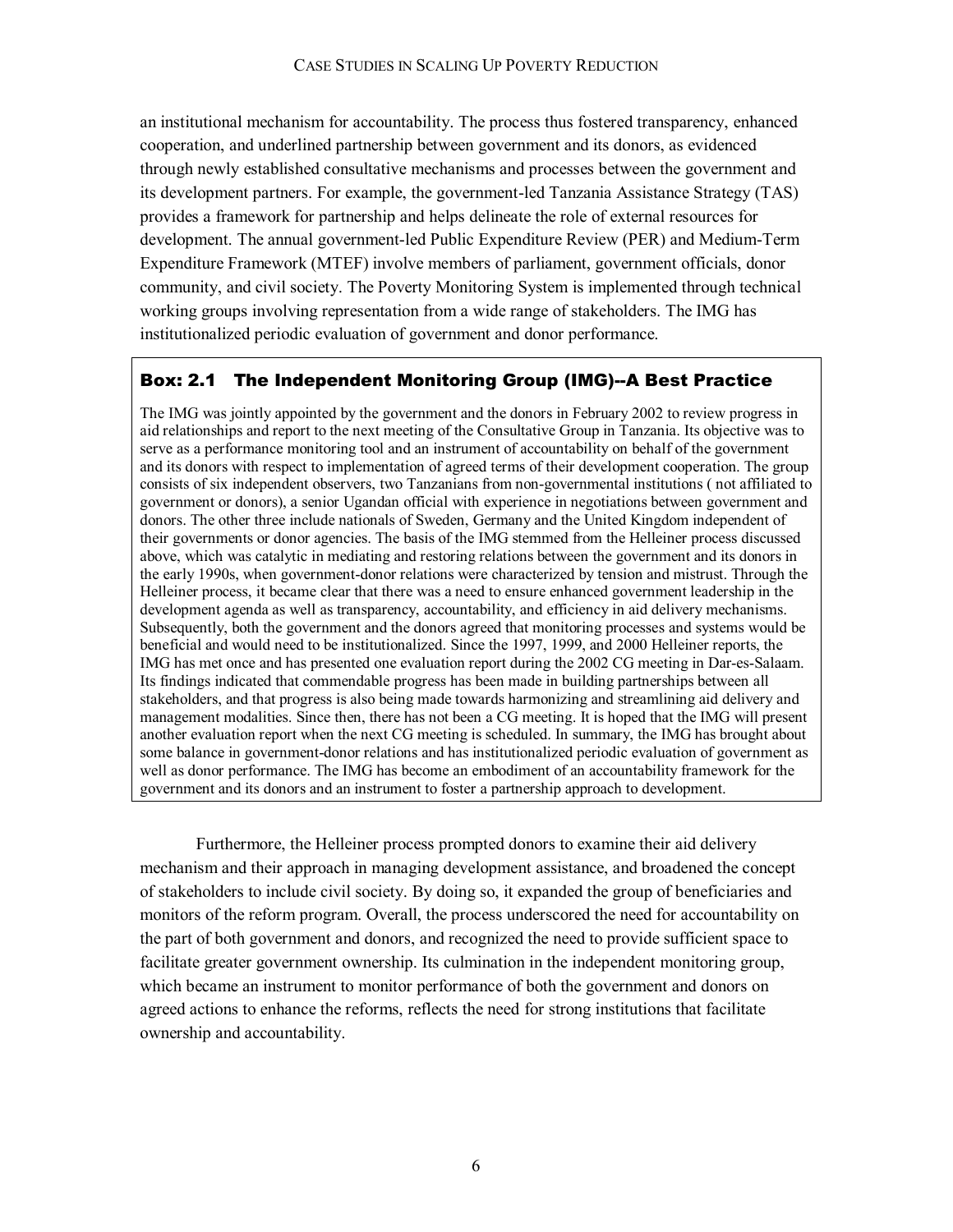an institutional mechanism for accountability. The process thus fostered transparency, enhanced cooperation, and underlined partnership between government and its donors, as evidenced through newly established consultative mechanisms and processes between the government and its development partners. For example, the government-led Tanzania Assistance Strategy (TAS) provides a framework for partnership and helps delineate the role of external resources for development. The annual government-led Public Expenditure Review (PER) and Medium-Term Expenditure Framework (MTEF) involve members of parliament, government officials, donor community, and civil society. The Poverty Monitoring System is implemented through technical working groups involving representation from a wide range of stakeholders. The IMG has institutionalized periodic evaluation of government and donor performance.

### Box: 2.1 The Independent Monitoring Group (IMG)--A Best Practice

The IMG was jointly appointed by the government and the donors in February 2002 to review progress in aid relationships and report to the next meeting of the Consultative Group in Tanzania. Its objective was to serve as a performance monitoring tool and an instrument of accountability on behalf of the government and its donors with respect to implementation of agreed terms of their development cooperation. The group consists of six independent observers, two Tanzanians from non-governmental institutions ( not affiliated to government or donors), a senior Ugandan official with experience in negotiations between government and donors. The other three include nationals of Sweden, Germany and the United Kingdom independent of their governments or donor agencies. The basis of the IMG stemmed from the Helleiner process discussed above, which was catalytic in mediating and restoring relations between the government and its donors in the early 1990s, when government-donor relations were characterized by tension and mistrust. Through the Helleiner process, it became clear that there was a need to ensure enhanced government leadership in the development agenda as well as transparency, accountability, and efficiency in aid delivery mechanisms. Subsequently, both the government and the donors agreed that monitoring processes and systems would be beneficial and would need to be institutionalized. Since the 1997, 1999, and 2000 Helleiner reports, the IMG has met once and has presented one evaluation report during the 2002 CG meeting in Dar-es-Salaam. Its findings indicated that commendable progress has been made in building partnerships between all stakeholders, and that progress is also being made towards harmonizing and streamlining aid delivery and management modalities. Since then, there has not been a CG meeting. It is hoped that the IMG will present another evaluation report when the next CG meeting is scheduled. In summary, the IMG has brought about some balance in government-donor relations and has institutionalized periodic evaluation of government as well as donor performance. The IMG has become an embodiment of an accountability framework for the government and its donors and an instrument to foster a partnership approach to development.

Furthermore, the Helleiner process prompted donors to examine their aid delivery mechanism and their approach in managing development assistance, and broadened the concept of stakeholders to include civil society. By doing so, it expanded the group of beneficiaries and monitors of the reform program. Overall, the process underscored the need for accountability on the part of both government and donors, and recognized the need to provide sufficient space to facilitate greater government ownership. Its culmination in the independent monitoring group, which became an instrument to monitor performance of both the government and donors on agreed actions to enhance the reforms, reflects the need for strong institutions that facilitate ownership and accountability.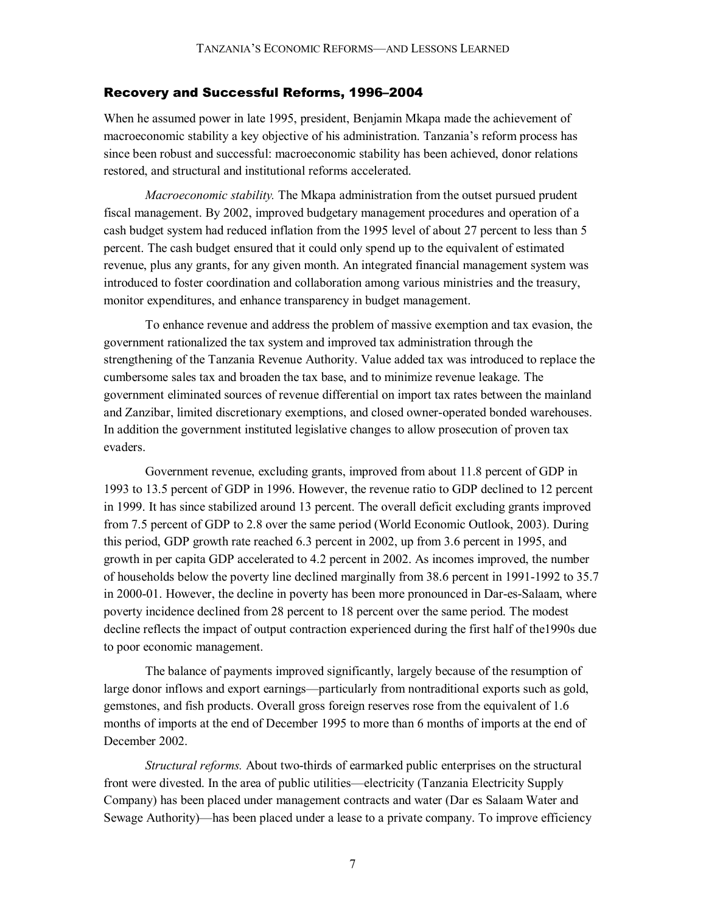## Recovery and Successful Reforms, 1996–2004

When he assumed power in late 1995, president, Benjamin Mkapa made the achievement of macroeconomic stability a key objective of his administration. Tanzania's reform process has since been robust and successful: macroeconomic stability has been achieved, donor relations restored, and structural and institutional reforms accelerated.

*Macroeconomic stability.* The Mkapa administration from the outset pursued prudent fiscal management. By 2002, improved budgetary management procedures and operation of a cash budget system had reduced inflation from the 1995 level of about 27 percent to less than 5 percent. The cash budget ensured that it could only spend up to the equivalent of estimated revenue, plus any grants, for any given month. An integrated financial management system was introduced to foster coordination and collaboration among various ministries and the treasury, monitor expenditures, and enhance transparency in budget management.

To enhance revenue and address the problem of massive exemption and tax evasion, the government rationalized the tax system and improved tax administration through the strengthening of the Tanzania Revenue Authority. Value added tax was introduced to replace the cumbersome sales tax and broaden the tax base, and to minimize revenue leakage. The government eliminated sources of revenue differential on import tax rates between the mainland and Zanzibar, limited discretionary exemptions, and closed owner-operated bonded warehouses. In addition the government instituted legislative changes to allow prosecution of proven tax evaders.

Government revenue, excluding grants, improved from about 11.8 percent of GDP in 1993 to 13.5 percent of GDP in 1996. However, the revenue ratio to GDP declined to 12 percent in 1999. It has since stabilized around 13 percent. The overall deficit excluding grants improved from 7.5 percent of GDP to 2.8 over the same period (World Economic Outlook, 2003). During this period, GDP growth rate reached 6.3 percent in 2002, up from 3.6 percent in 1995, and growth in per capita GDP accelerated to 4.2 percent in 2002. As incomes improved, the number of households below the poverty line declined marginally from 38.6 percent in 1991-1992 to 35.7 in 2000-01. However, the decline in poverty has been more pronounced in Dar-es-Salaam, where poverty incidence declined from 28 percent to 18 percent over the same period. The modest decline reflects the impact of output contraction experienced during the first half of the1990s due to poor economic management.

The balance of payments improved significantly, largely because of the resumption of large donor inflows and export earnings—particularly from nontraditional exports such as gold, gemstones, and fish products. Overall gross foreign reserves rose from the equivalent of 1.6 months of imports at the end of December 1995 to more than 6 months of imports at the end of December 2002.

*Structural reforms.* About two-thirds of earmarked public enterprises on the structural front were divested. In the area of public utilities—electricity (Tanzania Electricity Supply Company) has been placed under management contracts and water (Dar es Salaam Water and Sewage Authority)—has been placed under a lease to a private company. To improve efficiency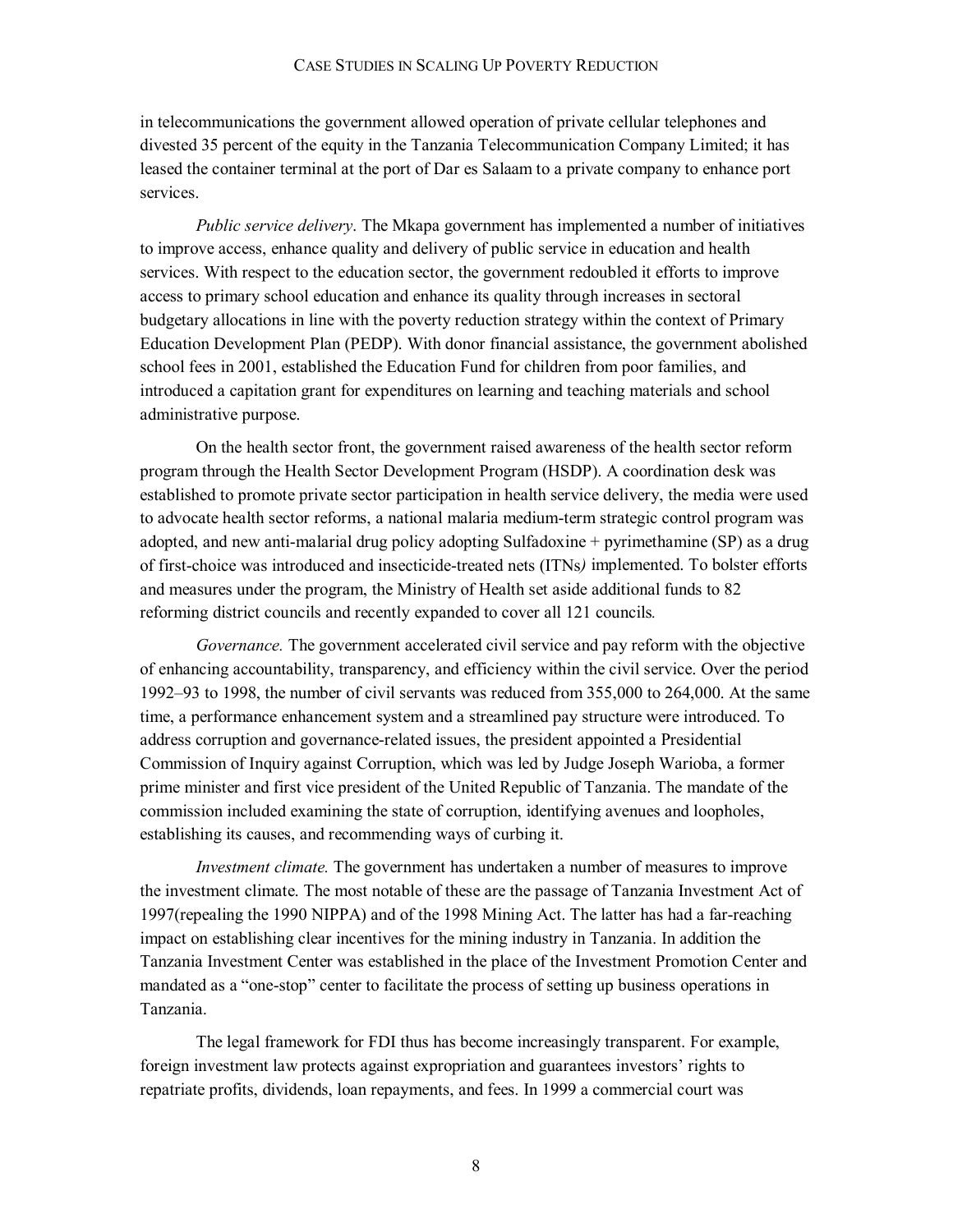in telecommunications the government allowed operation of private cellular telephones and divested 35 percent of the equity in the Tanzania Telecommunication Company Limited; it has leased the container terminal at the port of Dar es Salaam to a private company to enhance port services.

*Public service delivery*. The Mkapa government has implemented a number of initiatives to improve access, enhance quality and delivery of public service in education and health services. With respect to the education sector, the government redoubled it efforts to improve access to primary school education and enhance its quality through increases in sectoral budgetary allocations in line with the poverty reduction strategy within the context of Primary Education Development Plan (PEDP). With donor financial assistance, the government abolished school fees in 2001, established the Education Fund for children from poor families, and introduced a capitation grant for expenditures on learning and teaching materials and school administrative purpose.

On the health sector front, the government raised awareness of the health sector reform program through the Health Sector Development Program (HSDP). A coordination desk was established to promote private sector participation in health service delivery, the media were used to advocate health sector reforms, a national malaria medium-term strategic control program was adopted, and new anti-malarial drug policy adopting Sulfadoxine + pyrimethamine (SP) as a drug of first-choice was introduced and insecticide-treated nets (ITNs*)* implemented. To bolster efforts and measures under the program, the Ministry of Health set aside additional funds to 82 reforming district councils and recently expanded to cover all 121 councils.

*Governance.* The government accelerated civil service and pay reform with the objective of enhancing accountability, transparency, and efficiency within the civil service. Over the period 1992–93 to 1998, the number of civil servants was reduced from 355,000 to 264,000. At the same time, a performance enhancement system and a streamlined pay structure were introduced. To address corruption and governance-related issues, the president appointed a Presidential Commission of Inquiry against Corruption, which was led by Judge Joseph Warioba, a former prime minister and first vice president of the United Republic of Tanzania. The mandate of the commission included examining the state of corruption, identifying avenues and loopholes, establishing its causes, and recommending ways of curbing it.

*Investment climate.* The government has undertaken a number of measures to improve the investment climate. The most notable of these are the passage of Tanzania Investment Act of 1997(repealing the 1990 NIPPA) and of the 1998 Mining Act. The latter has had a far-reaching impact on establishing clear incentives for the mining industry in Tanzania. In addition the Tanzania Investment Center was established in the place of the Investment Promotion Center and mandated as a "one-stop" center to facilitate the process of setting up business operations in Tanzania.

The legal framework for FDI thus has become increasingly transparent. For example, foreign investment law protects against expropriation and guarantees investors' rights to repatriate profits, dividends, loan repayments, and fees. In 1999 a commercial court was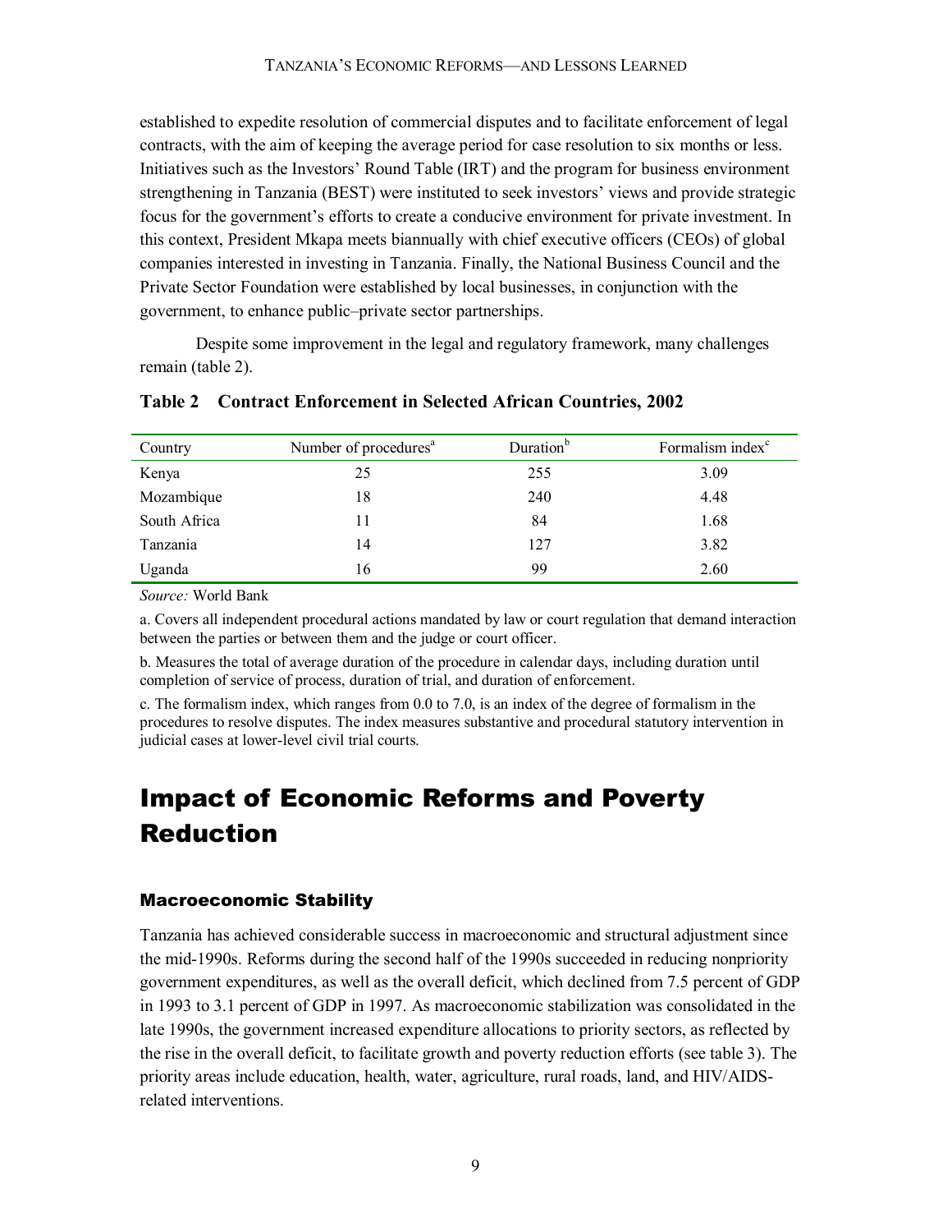established to expedite resolution of commercial disputes and to facilitate enforcement of legal contracts, with the aim of keeping the average period for case resolution to six months or less. Initiatives such as the Investors' Round Table (IRT) and the program for business environment strengthening in Tanzania (BEST) were instituted to seek investors' views and provide strategic focus for the government's efforts to create a conducive environment for private investment. In this context, President Mkapa meets biannually with chief executive officers (CEOs) of global companies interested in investing in Tanzania. Finally, the National Business Council and the Private Sector Foundation were established by local businesses, in conjunction with the government, to enhance public–private sector partnerships.

Despite some improvement in the legal and regulatory framework, many challenges remain (table 2).

**Table 2 Contract Enforcement in Selected African Countries, 2002**

| Country | Number of procedures[a] | Duration[b] | Formalism index[c] |
|---|---|---|---|
| Kenya | 25 | 255 | 3.09 |
| Mozambique | 18 | 240 | 4.48 |
| South Africa | 11 | 84 | 1.68 |
| Tanzania | 14 | 127 | 3.82 |
| Uganda | 16 | 99 | 2.60 |

*Source:* World Bank

a. Covers all independent procedural actions mandated by law or court regulation that demand interaction between the parties or between them and the judge or court officer.

b. Measures the total of average duration of the procedure in calendar days, including duration until completion of service of process, duration of trial, and duration of enforcement.

c. The formalism index, which ranges from 0.0 to 7.0, is an index of the degree of formalism in the procedures to resolve disputes. The index measures substantive and procedural statutory intervention in judicial cases at lower-level civil trial courts.

# Impact of Economic Reforms and Poverty Reduction

## Macroeconomic Stability

Tanzania has achieved considerable success in macroeconomic and structural adjustment since the mid-1990s. Reforms during the second half of the 1990s succeeded in reducing nonpriority government expenditures, as well as the overall deficit, which declined from 7.5 percent of GDP in 1993 to 3.1 percent of GDP in 1997. As macroeconomic stabilization was consolidated in the late 1990s, the government increased expenditure allocations to priority sectors, as reflected by the rise in the overall deficit, to facilitate growth and poverty reduction efforts (see table 3). The priority areas include education, health, water, agriculture, rural roads, land, and HIV/AIDS-related interventions.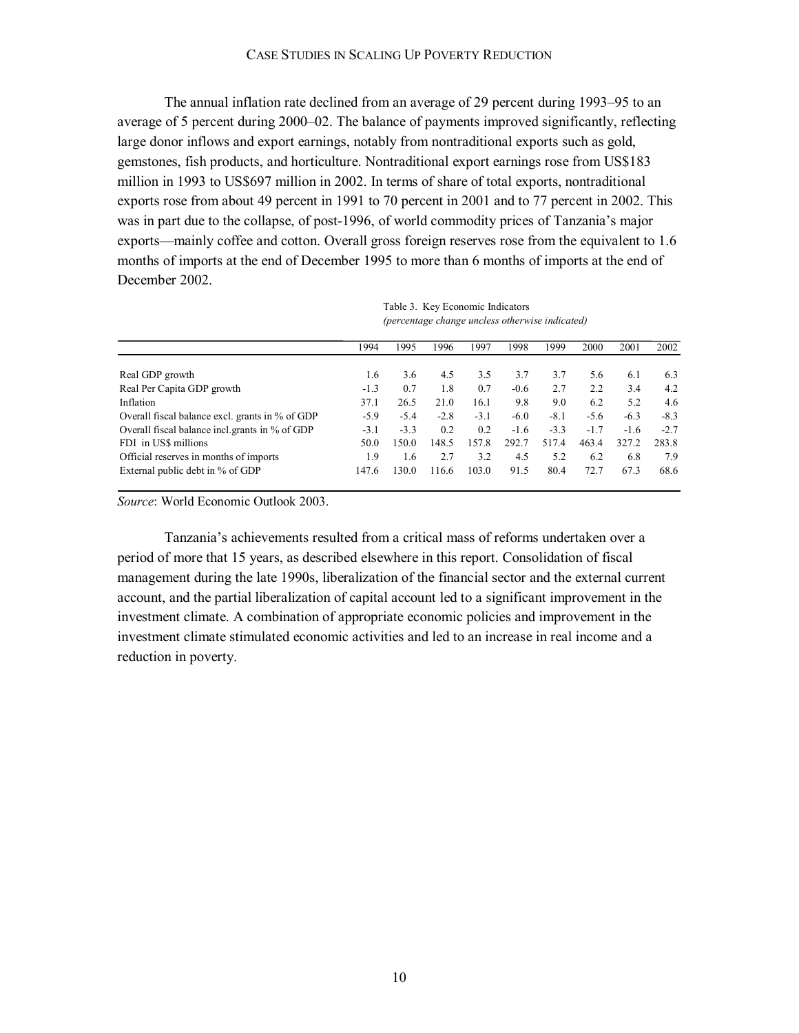The annual inflation rate declined from an average of 29 percent during 1993–95 to an average of 5 percent during 2000–02. The balance of payments improved significantly, reflecting large donor inflows and export earnings, notably from nontraditional exports such as gold, gemstones, fish products, and horticulture. Nontraditional export earnings rose from US$183 million in 1993 to US$697 million in 2002. In terms of share of total exports, nontraditional exports rose from about 49 percent in 1991 to 70 percent in 2001 and to 77 percent in 2002. This was in part due to the collapse, of post-1996, of world commodity prices of Tanzania's major exports—mainly coffee and cotton. Overall gross foreign reserves rose from the equivalent to 1.6 months of imports at the end of December 1995 to more than 6 months of imports at the end of December 2002.

Table 3. Key Economic Indicators
*(percentage change uncless otherwise indicated)*

| | 1994 | 1995 | 1996 | 1997 | 1998 | 1999 | 2000 | 2001 | 2002 |
|---|---|---|---|---|---|---|---|---|---|
| Real GDP growth | 1.6 | 3.6 | 4.5 | 3.5 | 3.7 | 3.7 | 5.6 | 6.1 | 6.3 |
| Real Per Capita GDP growth | -1.3 | 0.7 | 1.8 | 0.7 | -0.6 | 2.7 | 2.2 | 3.4 | 4.2 |
| Inflation | 37.1 | 26.5 | 21.0 | 16.1 | 9.8 | 9.0 | 6.2 | 5.2 | 4.6 |
| Overall fiscal balance excl. grants in % of GDP | -5.9 | -5.4 | -2.8 | -3.1 | -6.0 | -8.1 | -5.6 | -6.3 | -8.3 |
| Overall fiscal balance incl.grants in % of GDP | -3.1 | -3.3 | 0.2 | 0.2 | -1.6 | -3.3 | -1.7 | -1.6 | -2.7 |
| FDI in US$ millions | 50.0 | 150.0 | 148.5 | 157.8 | 292.7 | 517.4 | 463.4 | 327.2 | 283.8 |
| Official reserves in months of imports | 1.9 | 1.6 | 2.7 | 3.2 | 4.5 | 5.2 | 6.2 | 6.8 | 7.9 |
| External public debt in % of GDP | 147.6 | 130.0 | 116.6 | 103.0 | 91.5 | 80.4 | 72.7 | 67.3 | 68.6 |

*Source*: World Economic Outlook 2003.

Tanzania's achievements resulted from a critical mass of reforms undertaken over a period of more that 15 years, as described elsewhere in this report. Consolidation of fiscal management during the late 1990s, liberalization of the financial sector and the external current account, and the partial liberalization of capital account led to a significant improvement in the investment climate. A combination of appropriate economic policies and improvement in the investment climate stimulated economic activities and led to an increase in real income and a reduction in poverty.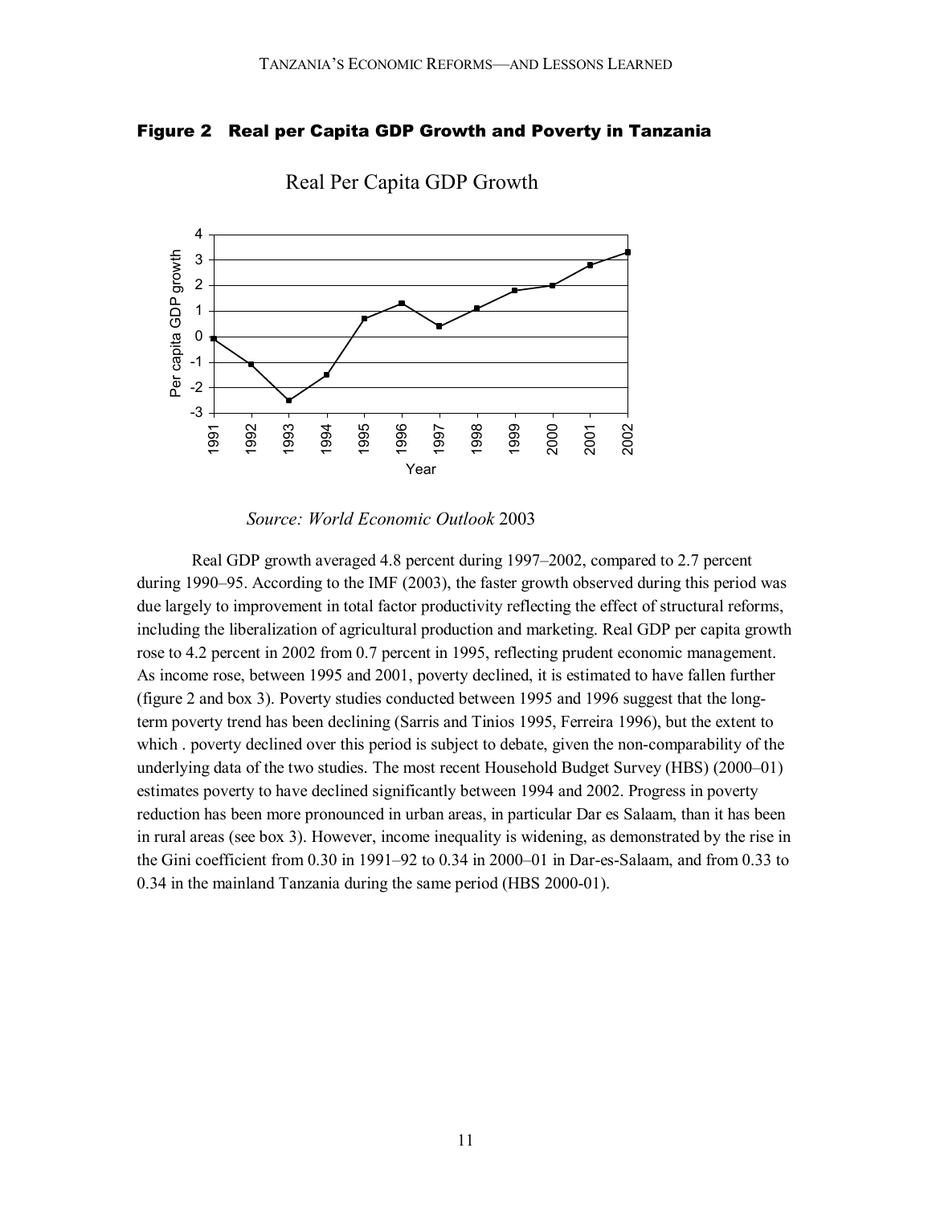**Figure 2 Real per Capita GDP Growth and Poverty in Tanzania**

Real Per Capita GDP Growth

4
3
2
1
0
-1
-2
-3

Per capita GDP growth

1991 1992 1993 1994 1995 1996 1997 1998 1999 2000 2001 2002

Year

*Source: World Economic Outlook* 2003

Real GDP growth averaged 4.8 percent during 1997–2002, compared to 2.7 percent during 1990–95. According to the IMF (2003), the faster growth observed during this period was due largely to improvement in total factor productivity reflecting the effect of structural reforms, including the liberalization of agricultural production and marketing. Real GDP per capita growth rose to 4.2 percent in 2002 from 0.7 percent in 1995, reflecting prudent economic management. As income rose, between 1995 and 2001, poverty declined, it is estimated to have fallen further (figure 2 and box 3). Poverty studies conducted between 1995 and 1996 suggest that the long-term poverty trend has been declining (Sarris and Tinios 1995, Ferreira 1996), but the extent to which . poverty declined over this period is subject to debate, given the non-comparability of the underlying data of the two studies. The most recent Household Budget Survey (HBS) (2000–01) estimates poverty to have declined significantly between 1994 and 2002. Progress in poverty reduction has been more pronounced in urban areas, in particular Dar es Salaam, than it has been in rural areas (see box 3). However, income inequality is widening, as demonstrated by the rise in the Gini coefficient from 0.30 in 1991–92 to 0.34 in 2000–01 in Dar-es-Salaam, and from 0.33 to 0.34 in the mainland Tanzania during the same period (HBS 2000-01).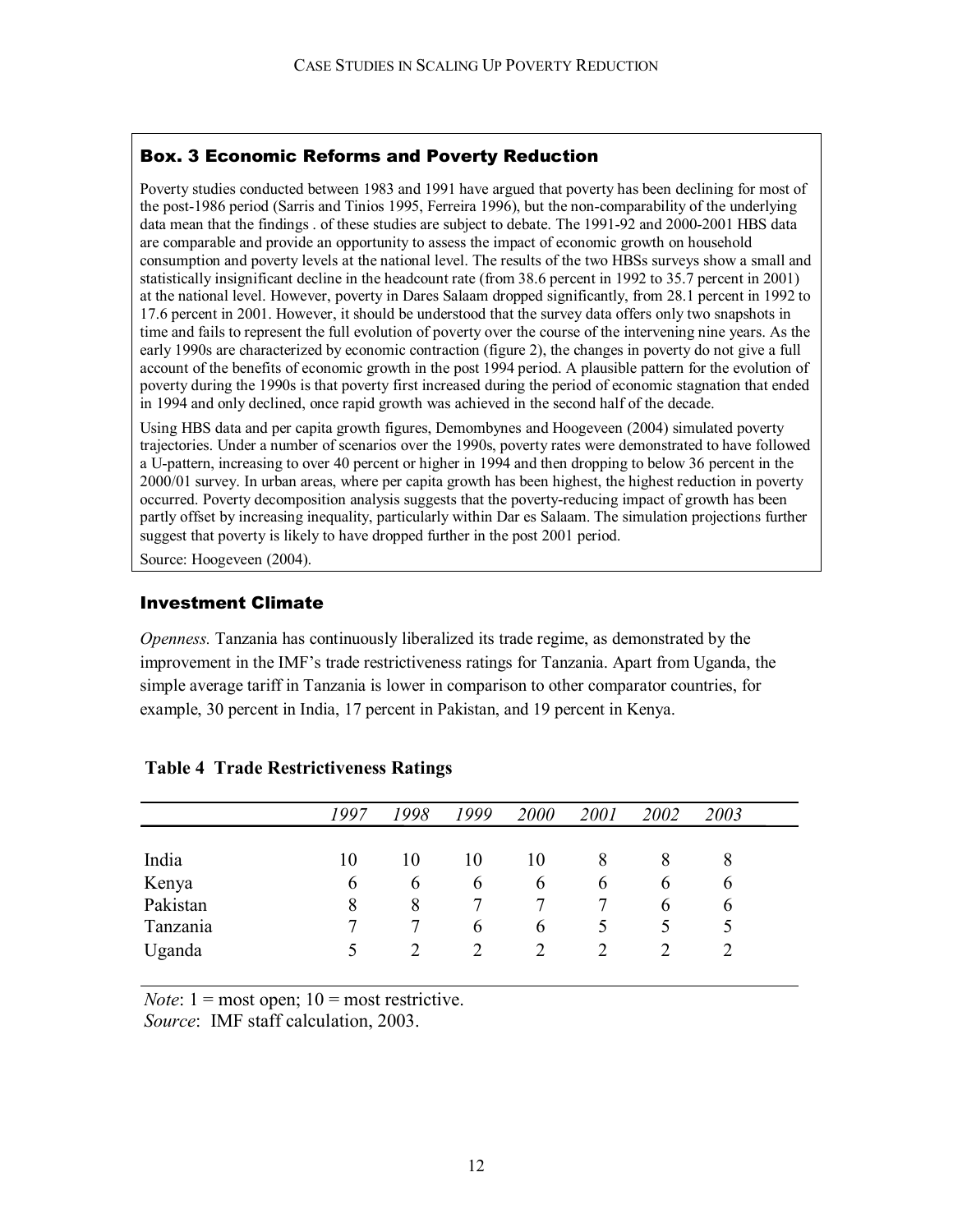### Box. 3 Economic Reforms and Poverty Reduction

Poverty studies conducted between 1983 and 1991 have argued that poverty has been declining for most of the post-1986 period (Sarris and Tinios 1995, Ferreira 1996), but the non-comparability of the underlying data mean that the findings . of these studies are subject to debate. The 1991-92 and 2000-2001 HBS data are comparable and provide an opportunity to assess the impact of economic growth on household consumption and poverty levels at the national level. The results of the two HBSs surveys show a small and statistically insignificant decline in the headcount rate (from 38.6 percent in 1992 to 35.7 percent in 2001) at the national level. However, poverty in Dares Salaam dropped significantly, from 28.1 percent in 1992 to 17.6 percent in 2001. However, it should be understood that the survey data offers only two snapshots in time and fails to represent the full evolution of poverty over the course of the intervening nine years. As the early 1990s are characterized by economic contraction (figure 2), the changes in poverty do not give a full account of the benefits of economic growth in the post 1994 period. A plausible pattern for the evolution of poverty during the 1990s is that poverty first increased during the period of economic stagnation that ended in 1994 and only declined, once rapid growth was achieved in the second half of the decade.

Using HBS data and per capita growth figures, Demombynes and Hoogeveen (2004) simulated poverty trajectories. Under a number of scenarios over the 1990s, poverty rates were demonstrated to have followed a U-pattern, increasing to over 40 percent or higher in 1994 and then dropping to below 36 percent in the 2000/01 survey. In urban areas, where per capita growth has been highest, the highest reduction in poverty occurred. Poverty decomposition analysis suggests that the poverty-reducing impact of growth has been partly offset by increasing inequality, particularly within Dar es Salaam. The simulation projections further suggest that poverty is likely to have dropped further in the post 2001 period.

Source: Hoogeveen (2004).

### Investment Climate

*Openness.* Tanzania has continuously liberalized its trade regime, as demonstrated by the improvement in the IMF's trade restrictiveness ratings for Tanzania. Apart from Uganda, the simple average tariff in Tanzania is lower in comparison to other comparator countries, for example, 30 percent in India, 17 percent in Pakistan, and 19 percent in Kenya.

**Table 4 Trade Restrictiveness Ratings**

| | *1997* | *1998* | *1999* | *2000* | *2001* | *2002* | *2003* |
|---|---|---|---|---|---|---|---|
| India | 10 | 10 | 10 | 10 | 8 | 8 | 8 |
| Kenya | 6 | 6 | 6 | 6 | 6 | 6 | 6 |
| Pakistan | 8 | 8 | 7 | 7 | 7 | 6 | 6 |
| Tanzania | 7 | 7 | 6 | 6 | 5 | 5 | 5 |
| Uganda | 5 | 2 | 2 | 2 | 2 | 2 | 2 |

*Note*: 1 = most open; 10 = most restrictive.
*Source*: IMF staff calculation, 2003.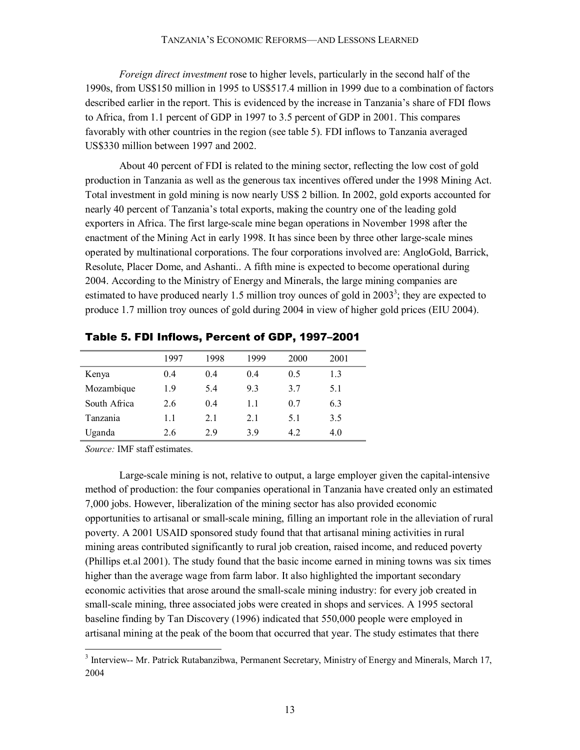*Foreign direct investment* rose to higher levels, particularly in the second half of the 1990s, from US$150 million in 1995 to US$517.4 million in 1999 due to a combination of factors described earlier in the report. This is evidenced by the increase in Tanzania's share of FDI flows to Africa, from 1.1 percent of GDP in 1997 to 3.5 percent of GDP in 2001. This compares favorably with other countries in the region (see table 5). FDI inflows to Tanzania averaged US$330 million between 1997 and 2002.

About 40 percent of FDI is related to the mining sector, reflecting the low cost of gold production in Tanzania as well as the generous tax incentives offered under the 1998 Mining Act. Total investment in gold mining is now nearly US$ 2 billion. In 2002, gold exports accounted for nearly 40 percent of Tanzania's total exports, making the country one of the leading gold exporters in Africa. The first large-scale mine began operations in November 1998 after the enactment of the Mining Act in early 1998. It has since been by three other large-scale mines operated by multinational corporations. The four corporations involved are: AngloGold, Barrick, Resolute, Placer Dome, and Ashanti.. A fifth mine is expected to become operational during 2004. According to the Ministry of Energy and Minerals, the large mining companies are estimated to have produced nearly 1.5 million troy ounces of gold in 2003[3]; they are expected to produce 1.7 million troy ounces of gold during 2004 in view of higher gold prices (EIU 2004).

### Table 5. FDI Inflows, Percent of GDP, 1997–2001

| | 1997 | 1998 | 1999 | 2000 | 2001 |
|---|---|---|---|---|---|
| Kenya | 0.4 | 0.4 | 0.4 | 0.5 | 1.3 |
| Mozambique | 1.9 | 5.4 | 9.3 | 3.7 | 5.1 |
| South Africa | 2.6 | 0.4 | 1.1 | 0.7 | 6.3 |
| Tanzania | 1.1 | 2.1 | 2.1 | 5.1 | 3.5 |
| Uganda | 2.6 | 2.9 | 3.9 | 4.2 | 4.0 |

*Source:* IMF staff estimates.

Large-scale mining is not, relative to output, a large employer given the capital-intensive method of production: the four companies operational in Tanzania have created only an estimated 7,000 jobs. However, liberalization of the mining sector has also provided economic opportunities to artisanal or small-scale mining, filling an important role in the alleviation of rural poverty. A 2001 USAID sponsored study found that that artisanal mining activities in rural mining areas contributed significantly to rural job creation, raised income, and reduced poverty (Phillips et.al 2001). The study found that the basic income earned in mining towns was six times higher than the average wage from farm labor. It also highlighted the important secondary economic activities that arose around the small-scale mining industry: for every job created in small-scale mining, three associated jobs were created in shops and services. A 1995 sectoral baseline finding by Tan Discovery (1996) indicated that 550,000 people were employed in artisanal mining at the peak of the boom that occurred that year. The study estimates that there

[3] Interview-- Mr. Patrick Rutabanzibwa, Permanent Secretary, Ministry of Energy and Minerals, March 17, 2004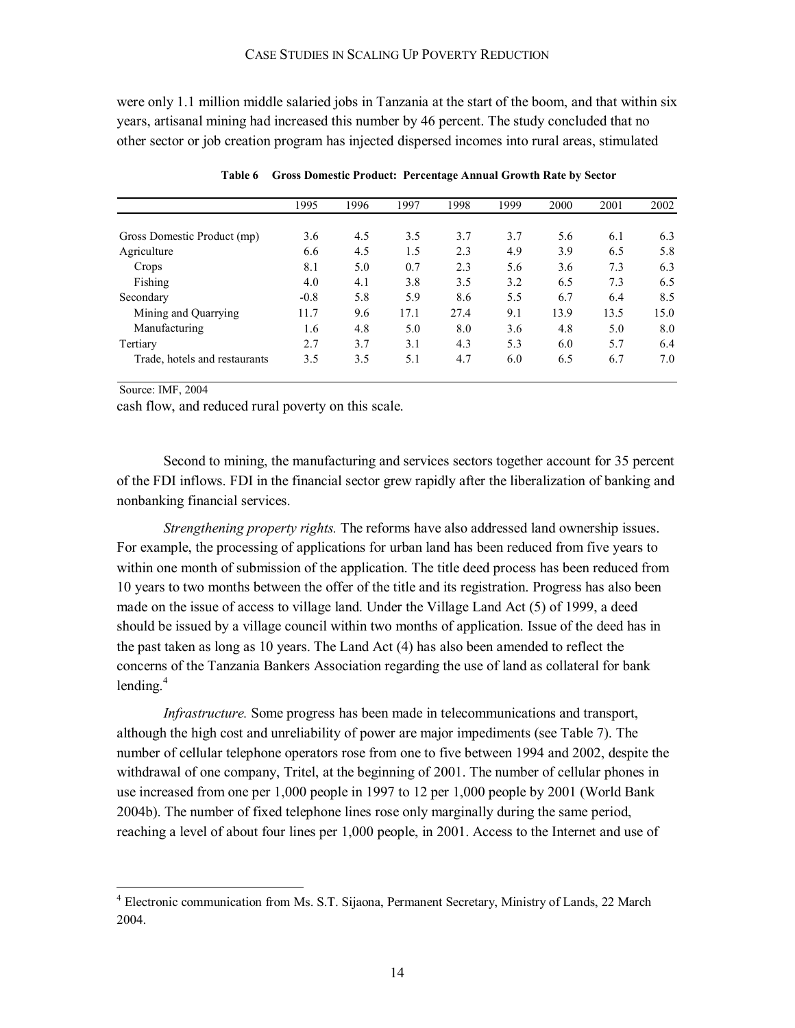were only 1.1 million middle salaried jobs in Tanzania at the start of the boom, and that within six years, artisanal mining had increased this number by 46 percent. The study concluded that no other sector or job creation program has injected dispersed incomes into rural areas, stimulated cash flow, and reduced rural poverty on this scale.

**Table 6 Gross Domestic Product: Percentage Annual Growth Rate by Sector**

| | 1995 | 1996 | 1997 | 1998 | 1999 | 2000 | 2001 | 2002 |
|---|---|---|---|---|---|---|---|---|
| Gross Domestic Product (mp) | 3.6 | 4.5 | 3.5 | 3.7 | 3.7 | 5.6 | 6.1 | 6.3 |
| Agriculture | 6.6 | 4.5 | 1.5 | 2.3 | 4.9 | 3.9 | 6.5 | 5.8 |
| Crops | 8.1 | 5.0 | 0.7 | 2.3 | 5.6 | 3.6 | 7.3 | 6.3 |
| Fishing | 4.0 | 4.1 | 3.8 | 3.5 | 3.2 | 6.5 | 7.3 | 6.5 |
| Secondary | -0.8 | 5.8 | 5.9 | 8.6 | 5.5 | 6.7 | 6.4 | 8.5 |
| Mining and Quarrying | 11.7 | 9.6 | 17.1 | 27.4 | 9.1 | 13.9 | 13.5 | 15.0 |
| Manufacturing | 1.6 | 4.8 | 5.0 | 8.0 | 3.6 | 4.8 | 5.0 | 8.0 |
| Tertiary | 2.7 | 3.7 | 3.1 | 4.3 | 5.3 | 6.0 | 5.7 | 6.4 |
| Trade, hotels and restaurants | 3.5 | 3.5 | 5.1 | 4.7 | 6.0 | 6.5 | 6.7 | 7.0 |

Source: IMF, 2004

Second to mining, the manufacturing and services sectors together account for 35 percent of the FDI inflows. FDI in the financial sector grew rapidly after the liberalization of banking and nonbanking financial services.

*Strengthening property rights.* The reforms have also addressed land ownership issues. For example, the processing of applications for urban land has been reduced from five years to within one month of submission of the application. The title deed process has been reduced from 10 years to two months between the offer of the title and its registration. Progress has also been made on the issue of access to village land. Under the Village Land Act (5) of 1999, a deed should be issued by a village council within two months of application. Issue of the deed has in the past taken as long as 10 years. The Land Act (4) has also been amended to reflect the concerns of the Tanzania Bankers Association regarding the use of land as collateral for bank lending.[4]

*Infrastructure.* Some progress has been made in telecommunications and transport, although the high cost and unreliability of power are major impediments (see Table 7). The number of cellular telephone operators rose from one to five between 1994 and 2002, despite the withdrawal of one company, Tritel, at the beginning of 2001. The number of cellular phones in use increased from one per 1,000 people in 1997 to 12 per 1,000 people by 2001 (World Bank 2004b). The number of fixed telephone lines rose only marginally during the same period, reaching a level of about four lines per 1,000 people, in 2001. Access to the Internet and use of

[4] Electronic communication from Ms. S.T. Sijaona, Permanent Secretary, Ministry of Lands, 22 March 2004.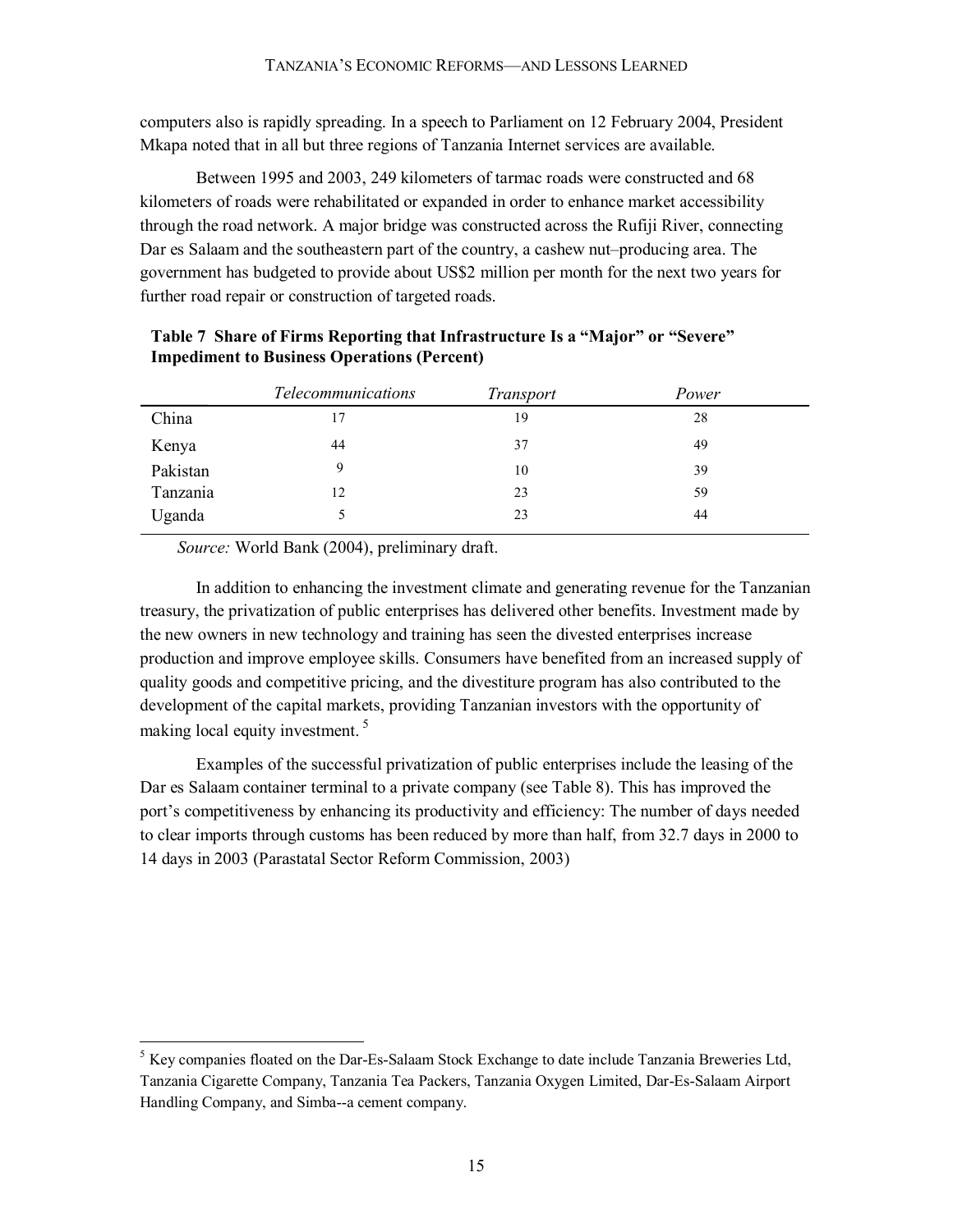computers also is rapidly spreading. In a speech to Parliament on 12 February 2004, President Mkapa noted that in all but three regions of Tanzania Internet services are available.

Between 1995 and 2003, 249 kilometers of tarmac roads were constructed and 68 kilometers of roads were rehabilitated or expanded in order to enhance market accessibility through the road network. A major bridge was constructed across the Rufiji River, connecting Dar es Salaam and the southeastern part of the country, a cashew nut–producing area. The government has budgeted to provide about US$2 million per month for the next two years for further road repair or construction of targeted roads.

**Table 7 Share of Firms Reporting that Infrastructure Is a "Major" or "Severe" Impediment to Business Operations (Percent)**

| | *Telecommunications* | *Transport* | *Power* |
|---|---|---|---|
| China | 17 | 19 | 28 |
| Kenya | 44 | 37 | 49 |
| Pakistan | 9 | 10 | 39 |
| Tanzania | 12 | 23 | 59 |
| Uganda | 5 | 23 | 44 |

*Source:* World Bank (2004), preliminary draft.

In addition to enhancing the investment climate and generating revenue for the Tanzanian treasury, the privatization of public enterprises has delivered other benefits. Investment made by the new owners in new technology and training has seen the divested enterprises increase production and improve employee skills. Consumers have benefited from an increased supply of quality goods and competitive pricing, and the divestiture program has also contributed to the development of the capital markets, providing Tanzanian investors with the opportunity of making local equity investment. [5]

Examples of the successful privatization of public enterprises include the leasing of the Dar es Salaam container terminal to a private company (see Table 8). This has improved the port's competitiveness by enhancing its productivity and efficiency: The number of days needed to clear imports through customs has been reduced by more than half, from 32.7 days in 2000 to 14 days in 2003 (Parastatal Sector Reform Commission, 2003)

---

[5] Key companies floated on the Dar-Es-Salaam Stock Exchange to date include Tanzania Breweries Ltd, Tanzania Cigarette Company, Tanzania Tea Packers, Tanzania Oxygen Limited, Dar-Es-Salaam Airport Handling Company, and Simba--a cement company.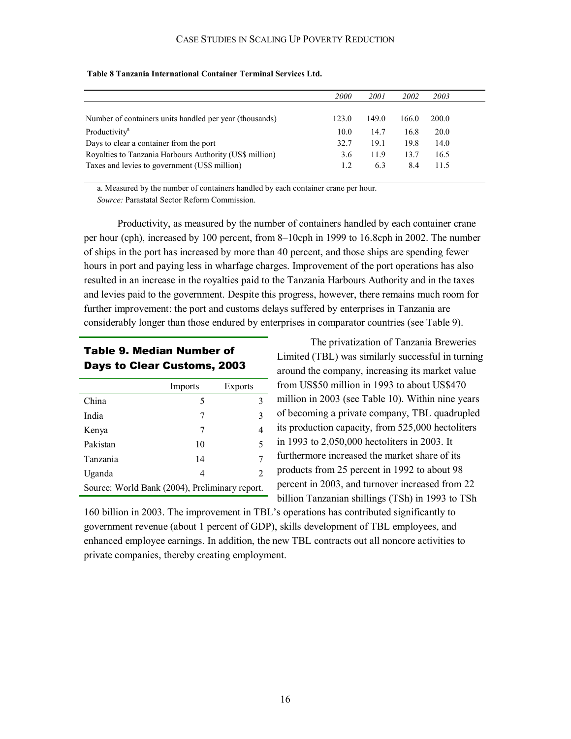**Table 8 Tanzania International Container Terminal Services Ltd.**

| | *2000* | *2001* | *2002* | *2003* |
|---|---|---|---|---|
| Number of containers units handled per year (thousands) | 123.0 | 149.0 | 166.0 | 200.0 |
| Productivity[a] | 10.0 | 14.7 | 16.8 | 20.0 |
| Days to clear a container from the port | 32.7 | 19.1 | 19.8 | 14.0 |
| Royalties to Tanzania Harbours Authority (US$ million) | 3.6 | 11.9 | 13.7 | 16.5 |
| Taxes and levies to government (US$ million) | 1.2 | 6.3 | 8.4 | 11.5 |

a. Measured by the number of containers handled by each container crane per hour.

*Source:* Parastatal Sector Reform Commission.

Productivity, as measured by the number of containers handled by each container crane per hour (cph), increased by 100 percent, from 8–10cph in 1999 to 16.8cph in 2002. The number of ships in the port has increased by more than 40 percent, and those ships are spending fewer hours in port and paying less in wharfage charges. Improvement of the port operations has also resulted in an increase in the royalties paid to the Tanzania Harbours Authority and in the taxes and levies paid to the government. Despite this progress, however, there remains much room for further improvement: the port and customs delays suffered by enterprises in Tanzania are considerably longer than those endured by enterprises in comparator countries (see Table 9).

**Table 9. Median Number of Days to Clear Customs, 2003**

| | Imports | Exports |
|---|---|---|
| China | 5 | 3 |
| India | 7 | 3 |
| Kenya | 7 | 4 |
| Pakistan | 10 | 5 |
| Tanzania | 14 | 7 |
| Uganda | 4 | 2 |

Source: World Bank (2004), Preliminary report.

The privatization of Tanzania Breweries Limited (TBL) was similarly successful in turning around the company, increasing its market value from US$50 million in 1993 to about US$470 million in 2003 (see Table 10). Within nine years of becoming a private company, TBL quadrupled its production capacity, from 525,000 hectoliters in 1993 to 2,050,000 hectoliters in 2003. It furthermore increased the market share of its products from 25 percent in 1992 to about 98 percent in 2003, and turnover increased from 22 billion Tanzanian shillings (TSh) in 1993 to TSh 160 billion in 2003. The improvement in TBL's operations has contributed significantly to government revenue (about 1 percent of GDP), skills development of TBL employees, and enhanced employee earnings. In addition, the new TBL contracts out all noncore activities to private companies, thereby creating employment.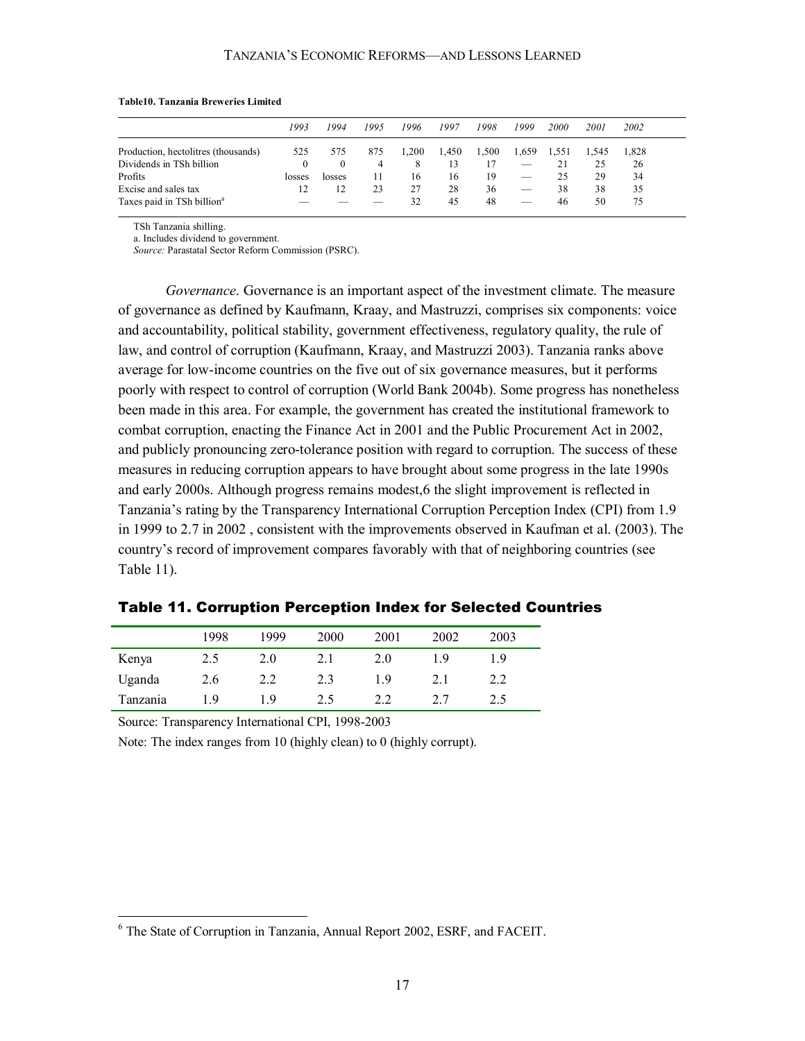**Table10. Tanzania Breweries Limited**

| | *1993* | *1994* | *1995* | *1996* | *1997* | *1998* | *1999* | *2000* | *2001* | *2002* |
|---|---|---|---|---|---|---|---|---|---|---|
| Production, hectolitres (thousands) | 525 | 575 | 875 | 1,200 | 1,450 | 1,500 | 1,659 | 1,551 | 1,545 | 1,828 |
| Dividends in TSh billion | 0 | 0 | 4 | 8 | 13 | 17 | — | 21 | 25 | 26 |
| Profits | losses | losses | 11 | 16 | 16 | 19 | — | 25 | 29 | 34 |
| Excise and sales tax | 12 | 12 | 23 | 27 | 28 | 36 | — | 38 | 38 | 35 |
| Taxes paid in TSh billion[a] | — | — | — | 32 | 45 | 48 | — | 46 | 50 | 75 |

TSh Tanzania shilling.
a. Includes dividend to government.
*Source:* Parastatal Sector Reform Commission (PSRC).

*Governance*. Governance is an important aspect of the investment climate. The measure of governance as defined by Kaufmann, Kraay, and Mastruzzi, comprises six components: voice and accountability, political stability, government effectiveness, regulatory quality, the rule of law, and control of corruption (Kaufmann, Kraay, and Mastruzzi 2003). Tanzania ranks above average for low-income countries on the five out of six governance measures, but it performs poorly with respect to control of corruption (World Bank 2004b). Some progress has nonetheless been made in this area. For example, the government has created the institutional framework to combat corruption, enacting the Finance Act in 2001 and the Public Procurement Act in 2002, and publicly pronouncing zero-tolerance position with regard to corruption. The success of these measures in reducing corruption appears to have brought about some progress in the late 1990s and early 2000s. Although progress remains modest,6 the slight improvement is reflected in Tanzania's rating by the Transparency International Corruption Perception Index (CPI) from 1.9 in 1999 to 2.7 in 2002 , consistent with the improvements observed in Kaufman et al. (2003). The country's record of improvement compares favorably with that of neighboring countries (see Table 11).

**Table 11. Corruption Perception Index for Selected Countries**

| | 1998 | 1999 | 2000 | 2001 | 2002 | 2003 |
|---|---|---|---|---|---|---|
| Kenya | 2.5 | 2.0 | 2.1 | 2.0 | 1.9 | 1.9 |
| Uganda | 2.6 | 2.2 | 2.3 | 1.9 | 2.1 | 2.2 |
| Tanzania | 1.9 | 1.9 | 2.5 | 2.2 | 2.7 | 2.5 |

Source: Transparency International CPI, 1998-2003

Note: The index ranges from 10 (highly clean) to 0 (highly corrupt).

[6] The State of Corruption in Tanzania, Annual Report 2002, ESRF, and FACEIT.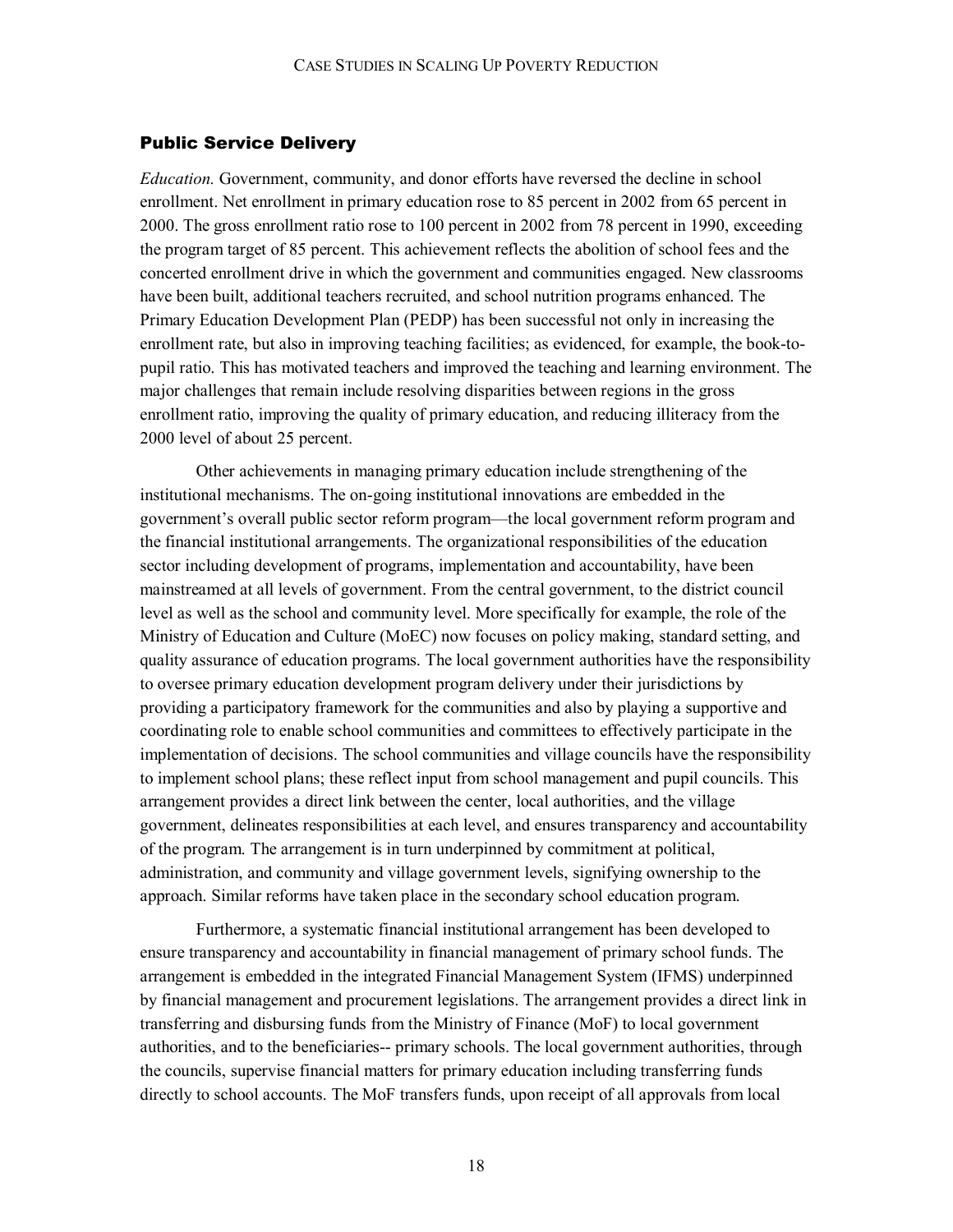## Public Service Delivery

*Education.* Government, community, and donor efforts have reversed the decline in school enrollment. Net enrollment in primary education rose to 85 percent in 2002 from 65 percent in 2000. The gross enrollment ratio rose to 100 percent in 2002 from 78 percent in 1990, exceeding the program target of 85 percent. This achievement reflects the abolition of school fees and the concerted enrollment drive in which the government and communities engaged. New classrooms have been built, additional teachers recruited, and school nutrition programs enhanced. The Primary Education Development Plan (PEDP) has been successful not only in increasing the enrollment rate, but also in improving teaching facilities; as evidenced, for example, the book-to-pupil ratio. This has motivated teachers and improved the teaching and learning environment. The major challenges that remain include resolving disparities between regions in the gross enrollment ratio, improving the quality of primary education, and reducing illiteracy from the 2000 level of about 25 percent.

Other achievements in managing primary education include strengthening of the institutional mechanisms. The on-going institutional innovations are embedded in the government's overall public sector reform program—the local government reform program and the financial institutional arrangements. The organizational responsibilities of the education sector including development of programs, implementation and accountability, have been mainstreamed at all levels of government. From the central government, to the district council level as well as the school and community level. More specifically for example, the role of the Ministry of Education and Culture (MoEC) now focuses on policy making, standard setting, and quality assurance of education programs. The local government authorities have the responsibility to oversee primary education development program delivery under their jurisdictions by providing a participatory framework for the communities and also by playing a supportive and coordinating role to enable school communities and committees to effectively participate in the implementation of decisions. The school communities and village councils have the responsibility to implement school plans; these reflect input from school management and pupil councils. This arrangement provides a direct link between the center, local authorities, and the village government, delineates responsibilities at each level, and ensures transparency and accountability of the program. The arrangement is in turn underpinned by commitment at political, administration, and community and village government levels, signifying ownership to the approach. Similar reforms have taken place in the secondary school education program.

Furthermore, a systematic financial institutional arrangement has been developed to ensure transparency and accountability in financial management of primary school funds. The arrangement is embedded in the integrated Financial Management System (IFMS) underpinned by financial management and procurement legislations. The arrangement provides a direct link in transferring and disbursing funds from the Ministry of Finance (MoF) to local government authorities, and to the beneficiaries-- primary schools. The local government authorities, through the councils, supervise financial matters for primary education including transferring funds directly to school accounts. The MoF transfers funds, upon receipt of all approvals from local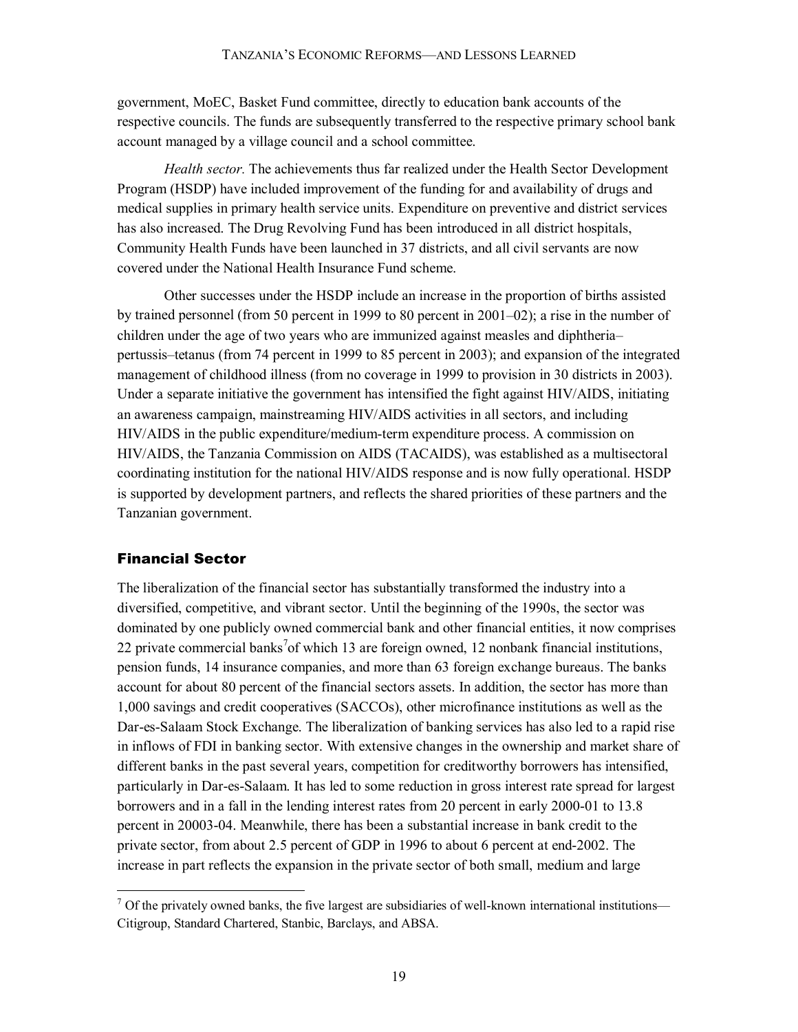government, MoEC, Basket Fund committee, directly to education bank accounts of the respective councils. The funds are subsequently transferred to the respective primary school bank account managed by a village council and a school committee.

*Health sector.* The achievements thus far realized under the Health Sector Development Program (HSDP) have included improvement of the funding for and availability of drugs and medical supplies in primary health service units. Expenditure on preventive and district services has also increased. The Drug Revolving Fund has been introduced in all district hospitals, Community Health Funds have been launched in 37 districts, and all civil servants are now covered under the National Health Insurance Fund scheme.

Other successes under the HSDP include an increase in the proportion of births assisted by trained personnel (from 50 percent in 1999 to 80 percent in 2001–02); a rise in the number of children under the age of two years who are immunized against measles and diphtheria–pertussis–tetanus (from 74 percent in 1999 to 85 percent in 2003); and expansion of the integrated management of childhood illness (from no coverage in 1999 to provision in 30 districts in 2003). Under a separate initiative the government has intensified the fight against HIV/AIDS, initiating an awareness campaign, mainstreaming HIV/AIDS activities in all sectors, and including HIV/AIDS in the public expenditure/medium-term expenditure process. A commission on HIV/AIDS, the Tanzania Commission on AIDS (TACAIDS), was established as a multisectoral coordinating institution for the national HIV/AIDS response and is now fully operational. HSDP is supported by development partners, and reflects the shared priorities of these partners and the Tanzanian government.

## Financial Sector

The liberalization of the financial sector has substantially transformed the industry into a diversified, competitive, and vibrant sector. Until the beginning of the 1990s, the sector was dominated by one publicly owned commercial bank and other financial entities, it now comprises 22 private commercial banks[7]of which 13 are foreign owned, 12 nonbank financial institutions, pension funds, 14 insurance companies, and more than 63 foreign exchange bureaus. The banks account for about 80 percent of the financial sectors assets. In addition, the sector has more than 1,000 savings and credit cooperatives (SACCOs), other microfinance institutions as well as the Dar-es-Salaam Stock Exchange. The liberalization of banking services has also led to a rapid rise in inflows of FDI in banking sector. With extensive changes in the ownership and market share of different banks in the past several years, competition for creditworthy borrowers has intensified, particularly in Dar-es-Salaam. It has led to some reduction in gross interest rate spread for largest borrowers and in a fall in the lending interest rates from 20 percent in early 2000-01 to 13.8 percent in 20003-04. Meanwhile, there has been a substantial increase in bank credit to the private sector, from about 2.5 percent of GDP in 1996 to about 6 percent at end-2002. The increase in part reflects the expansion in the private sector of both small, medium and large

[7] Of the privately owned banks, the five largest are subsidiaries of well-known international institutions—Citigroup, Standard Chartered, Stanbic, Barclays, and ABSA.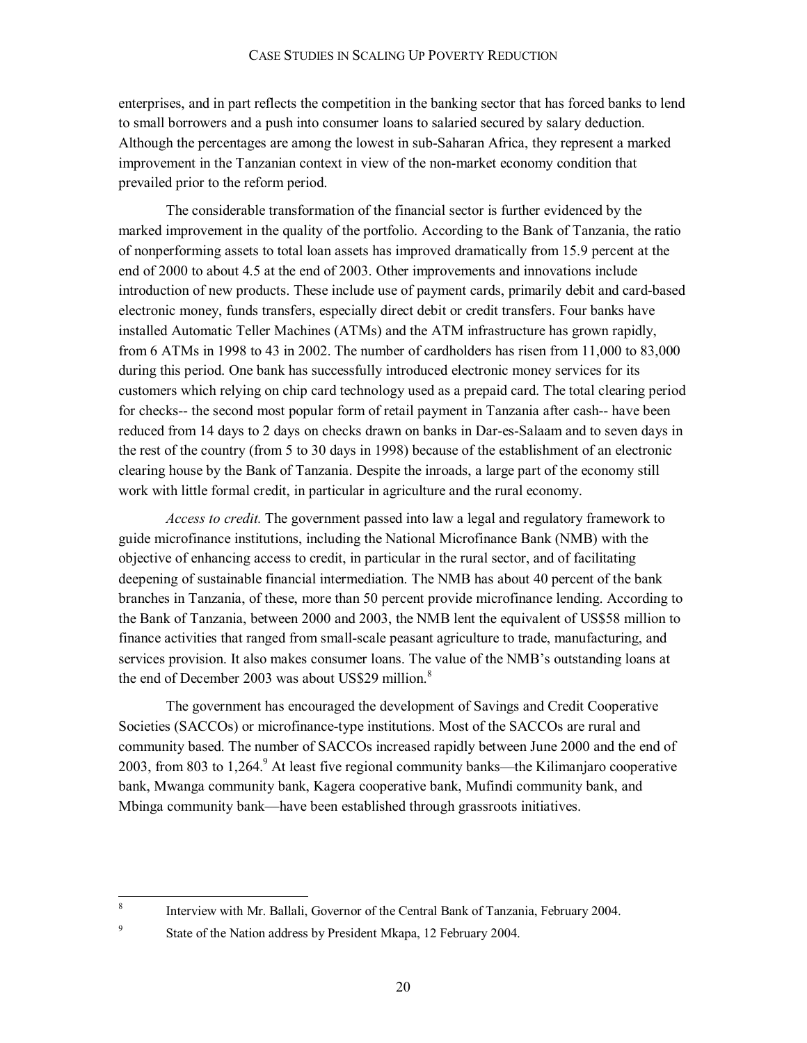enterprises, and in part reflects the competition in the banking sector that has forced banks to lend to small borrowers and a push into consumer loans to salaried secured by salary deduction. Although the percentages are among the lowest in sub-Saharan Africa, they represent a marked improvement in the Tanzanian context in view of the non-market economy condition that prevailed prior to the reform period.

The considerable transformation of the financial sector is further evidenced by the marked improvement in the quality of the portfolio. According to the Bank of Tanzania, the ratio of nonperforming assets to total loan assets has improved dramatically from 15.9 percent at the end of 2000 to about 4.5 at the end of 2003. Other improvements and innovations include introduction of new products. These include use of payment cards, primarily debit and card-based electronic money, funds transfers, especially direct debit or credit transfers. Four banks have installed Automatic Teller Machines (ATMs) and the ATM infrastructure has grown rapidly, from 6 ATMs in 1998 to 43 in 2002. The number of cardholders has risen from 11,000 to 83,000 during this period. One bank has successfully introduced electronic money services for its customers which relying on chip card technology used as a prepaid card. The total clearing period for checks-- the second most popular form of retail payment in Tanzania after cash-- have been reduced from 14 days to 2 days on checks drawn on banks in Dar-es-Salaam and to seven days in the rest of the country (from 5 to 30 days in 1998) because of the establishment of an electronic clearing house by the Bank of Tanzania. Despite the inroads, a large part of the economy still work with little formal credit, in particular in agriculture and the rural economy.

*Access to credit.* The government passed into law a legal and regulatory framework to guide microfinance institutions, including the National Microfinance Bank (NMB) with the objective of enhancing access to credit, in particular in the rural sector, and of facilitating deepening of sustainable financial intermediation. The NMB has about 40 percent of the bank branches in Tanzania, of these, more than 50 percent provide microfinance lending. According to the Bank of Tanzania, between 2000 and 2003, the NMB lent the equivalent of US$58 million to finance activities that ranged from small-scale peasant agriculture to trade, manufacturing, and services provision. It also makes consumer loans. The value of the NMB's outstanding loans at the end of December 2003 was about US$29 million.[8]

The government has encouraged the development of Savings and Credit Cooperative Societies (SACCOs) or microfinance-type institutions. Most of the SACCOs are rural and community based. The number of SACCOs increased rapidly between June 2000 and the end of 2003, from 803 to 1,264.[9] At least five regional community banks—the Kilimanjaro cooperative bank, Mwanga community bank, Kagera cooperative bank, Mufindi community bank, and Mbinga community bank—have been established through grassroots initiatives.

---

[8] Interview with Mr. Ballali, Governor of the Central Bank of Tanzania, February 2004.

[9] State of the Nation address by President Mkapa, 12 February 2004.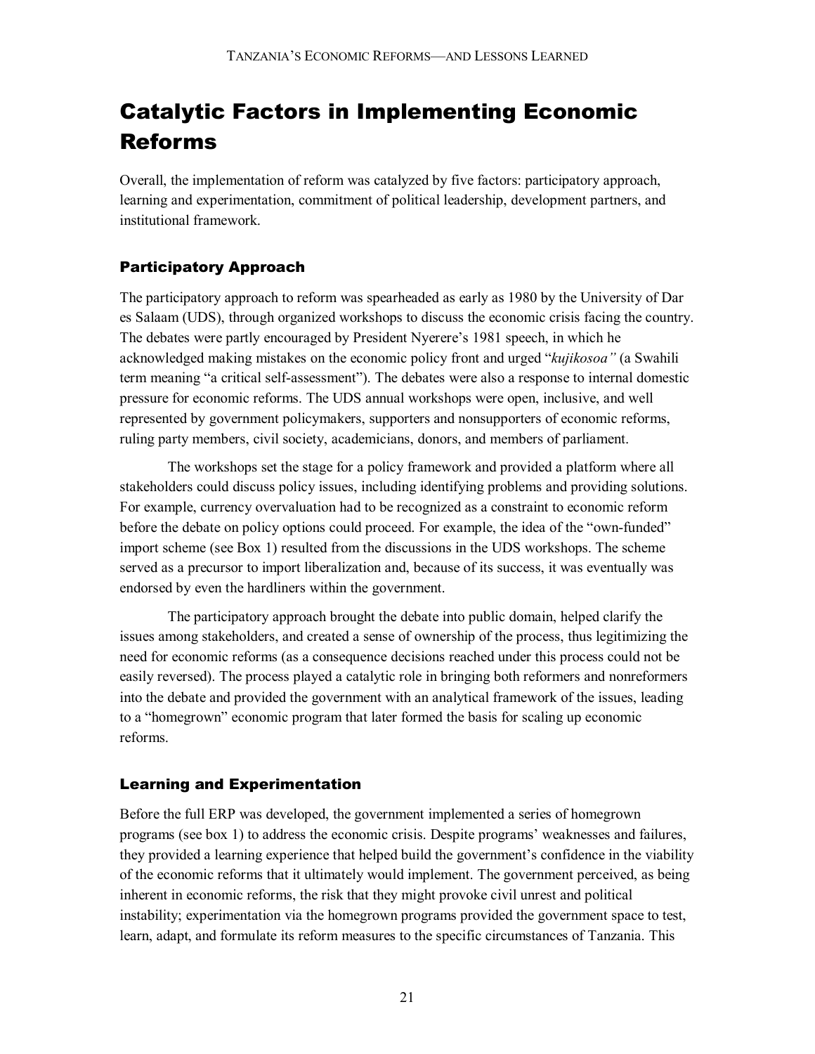# Catalytic Factors in Implementing Economic Reforms

Overall, the implementation of reform was catalyzed by five factors: participatory approach, learning and experimentation, commitment of political leadership, development partners, and institutional framework.

## Participatory Approach

The participatory approach to reform was spearheaded as early as 1980 by the University of Dar es Salaam (UDS), through organized workshops to discuss the economic crisis facing the country. The debates were partly encouraged by President Nyerere's 1981 speech, in which he acknowledged making mistakes on the economic policy front and urged "*kujikosoa"* (a Swahili term meaning "a critical self-assessment"). The debates were also a response to internal domestic pressure for economic reforms. The UDS annual workshops were open, inclusive, and well represented by government policymakers, supporters and nonsupporters of economic reforms, ruling party members, civil society, academicians, donors, and members of parliament.

The workshops set the stage for a policy framework and provided a platform where all stakeholders could discuss policy issues, including identifying problems and providing solutions. For example, currency overvaluation had to be recognized as a constraint to economic reform before the debate on policy options could proceed. For example, the idea of the "own-funded" import scheme (see Box 1) resulted from the discussions in the UDS workshops. The scheme served as a precursor to import liberalization and, because of its success, it was eventually was endorsed by even the hardliners within the government.

The participatory approach brought the debate into public domain, helped clarify the issues among stakeholders, and created a sense of ownership of the process, thus legitimizing the need for economic reforms (as a consequence decisions reached under this process could not be easily reversed). The process played a catalytic role in bringing both reformers and nonreformers into the debate and provided the government with an analytical framework of the issues, leading to a "homegrown" economic program that later formed the basis for scaling up economic reforms.

## Learning and Experimentation

Before the full ERP was developed, the government implemented a series of homegrown programs (see box 1) to address the economic crisis. Despite programs' weaknesses and failures, they provided a learning experience that helped build the government's confidence in the viability of the economic reforms that it ultimately would implement. The government perceived, as being inherent in economic reforms, the risk that they might provoke civil unrest and political instability; experimentation via the homegrown programs provided the government space to test, learn, adapt, and formulate its reform measures to the specific circumstances of Tanzania. This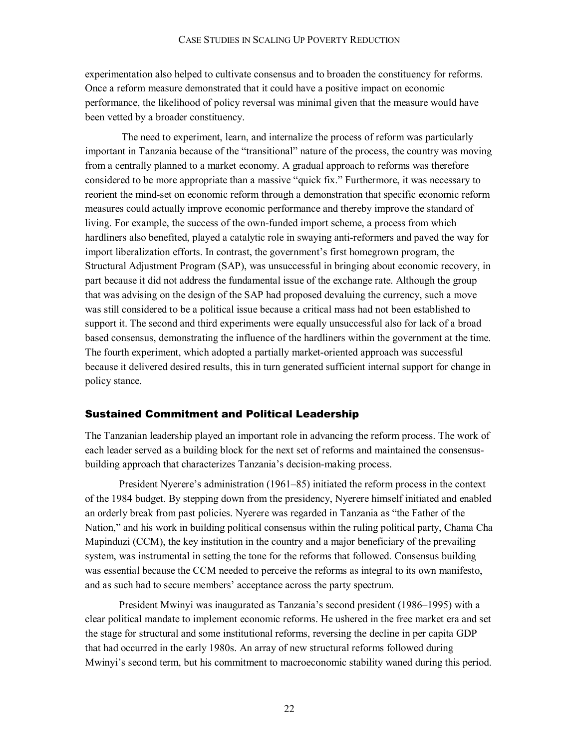experimentation also helped to cultivate consensus and to broaden the constituency for reforms. Once a reform measure demonstrated that it could have a positive impact on economic performance, the likelihood of policy reversal was minimal given that the measure would have been vetted by a broader constituency.

The need to experiment, learn, and internalize the process of reform was particularly important in Tanzania because of the "transitional" nature of the process, the country was moving from a centrally planned to a market economy. A gradual approach to reforms was therefore considered to be more appropriate than a massive "quick fix." Furthermore, it was necessary to reorient the mind-set on economic reform through a demonstration that specific economic reform measures could actually improve economic performance and thereby improve the standard of living. For example, the success of the own-funded import scheme, a process from which hardliners also benefited, played a catalytic role in swaying anti-reformers and paved the way for import liberalization efforts. In contrast, the government's first homegrown program, the Structural Adjustment Program (SAP), was unsuccessful in bringing about economic recovery, in part because it did not address the fundamental issue of the exchange rate. Although the group that was advising on the design of the SAP had proposed devaluing the currency, such a move was still considered to be a political issue because a critical mass had not been established to support it. The second and third experiments were equally unsuccessful also for lack of a broad based consensus, demonstrating the influence of the hardliners within the government at the time. The fourth experiment, which adopted a partially market-oriented approach was successful because it delivered desired results, this in turn generated sufficient internal support for change in policy stance.

## Sustained Commitment and Political Leadership

The Tanzanian leadership played an important role in advancing the reform process. The work of each leader served as a building block for the next set of reforms and maintained the consensus-building approach that characterizes Tanzania's decision-making process.

President Nyerere's administration (1961–85) initiated the reform process in the context of the 1984 budget. By stepping down from the presidency, Nyerere himself initiated and enabled an orderly break from past policies. Nyerere was regarded in Tanzania as "the Father of the Nation," and his work in building political consensus within the ruling political party, Chama Cha Mapinduzi (CCM), the key institution in the country and a major beneficiary of the prevailing system, was instrumental in setting the tone for the reforms that followed. Consensus building was essential because the CCM needed to perceive the reforms as integral to its own manifesto, and as such had to secure members' acceptance across the party spectrum.

President Mwinyi was inaugurated as Tanzania's second president (1986–1995) with a clear political mandate to implement economic reforms. He ushered in the free market era and set the stage for structural and some institutional reforms, reversing the decline in per capita GDP that had occurred in the early 1980s. An array of new structural reforms followed during Mwinyi's second term, but his commitment to macroeconomic stability waned during this period.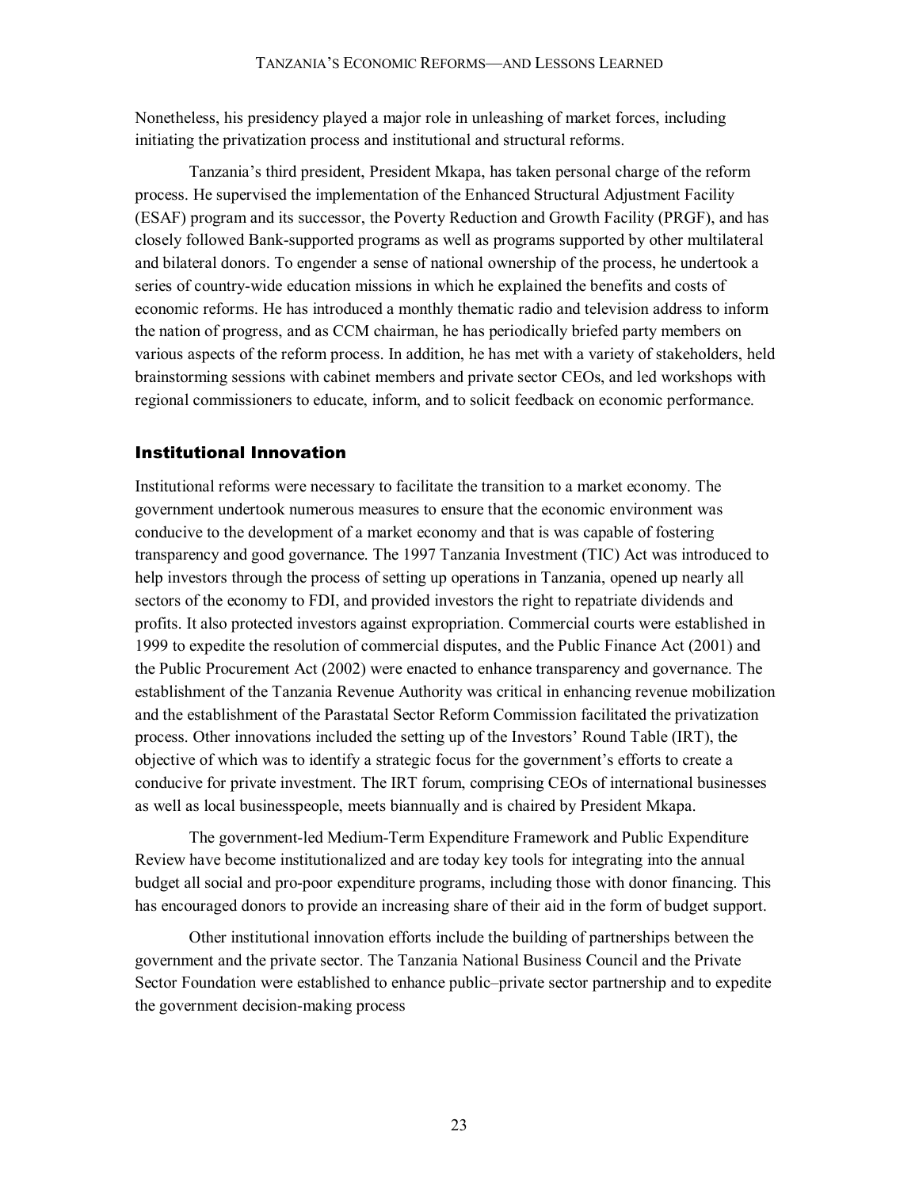Nonetheless, his presidency played a major role in unleashing of market forces, including initiating the privatization process and institutional and structural reforms.

Tanzania's third president, President Mkapa, has taken personal charge of the reform process. He supervised the implementation of the Enhanced Structural Adjustment Facility (ESAF) program and its successor, the Poverty Reduction and Growth Facility (PRGF), and has closely followed Bank-supported programs as well as programs supported by other multilateral and bilateral donors. To engender a sense of national ownership of the process, he undertook a series of country-wide education missions in which he explained the benefits and costs of economic reforms. He has introduced a monthly thematic radio and television address to inform the nation of progress, and as CCM chairman, he has periodically briefed party members on various aspects of the reform process. In addition, he has met with a variety of stakeholders, held brainstorming sessions with cabinet members and private sector CEOs, and led workshops with regional commissioners to educate, inform, and to solicit feedback on economic performance.

## Institutional Innovation

Institutional reforms were necessary to facilitate the transition to a market economy. The government undertook numerous measures to ensure that the economic environment was conducive to the development of a market economy and that is was capable of fostering transparency and good governance. The 1997 Tanzania Investment (TIC) Act was introduced to help investors through the process of setting up operations in Tanzania, opened up nearly all sectors of the economy to FDI, and provided investors the right to repatriate dividends and profits. It also protected investors against expropriation. Commercial courts were established in 1999 to expedite the resolution of commercial disputes, and the Public Finance Act (2001) and the Public Procurement Act (2002) were enacted to enhance transparency and governance. The establishment of the Tanzania Revenue Authority was critical in enhancing revenue mobilization and the establishment of the Parastatal Sector Reform Commission facilitated the privatization process. Other innovations included the setting up of the Investors' Round Table (IRT), the objective of which was to identify a strategic focus for the government's efforts to create a conducive for private investment. The IRT forum, comprising CEOs of international businesses as well as local businesspeople, meets biannually and is chaired by President Mkapa.

The government-led Medium-Term Expenditure Framework and Public Expenditure Review have become institutionalized and are today key tools for integrating into the annual budget all social and pro-poor expenditure programs, including those with donor financing. This has encouraged donors to provide an increasing share of their aid in the form of budget support.

Other institutional innovation efforts include the building of partnerships between the government and the private sector. The Tanzania National Business Council and the Private Sector Foundation were established to enhance public–private sector partnership and to expedite the government decision-making process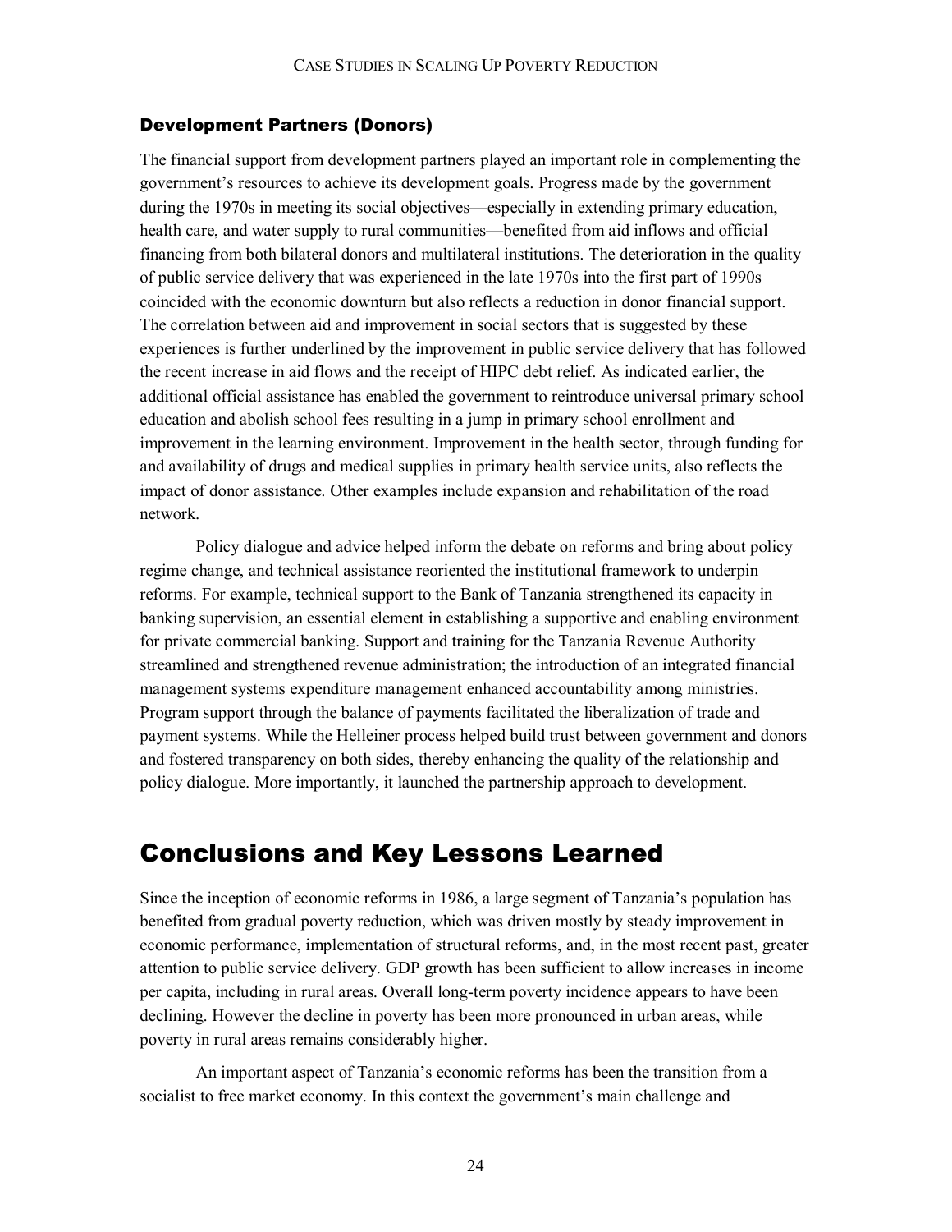### Development Partners (Donors)

The financial support from development partners played an important role in complementing the government's resources to achieve its development goals. Progress made by the government during the 1970s in meeting its social objectives—especially in extending primary education, health care, and water supply to rural communities—benefited from aid inflows and official financing from both bilateral donors and multilateral institutions. The deterioration in the quality of public service delivery that was experienced in the late 1970s into the first part of 1990s coincided with the economic downturn but also reflects a reduction in donor financial support. The correlation between aid and improvement in social sectors that is suggested by these experiences is further underlined by the improvement in public service delivery that has followed the recent increase in aid flows and the receipt of HIPC debt relief. As indicated earlier, the additional official assistance has enabled the government to reintroduce universal primary school education and abolish school fees resulting in a jump in primary school enrollment and improvement in the learning environment. Improvement in the health sector, through funding for and availability of drugs and medical supplies in primary health service units, also reflects the impact of donor assistance. Other examples include expansion and rehabilitation of the road network.

Policy dialogue and advice helped inform the debate on reforms and bring about policy regime change, and technical assistance reoriented the institutional framework to underpin reforms. For example, technical support to the Bank of Tanzania strengthened its capacity in banking supervision, an essential element in establishing a supportive and enabling environment for private commercial banking. Support and training for the Tanzania Revenue Authority streamlined and strengthened revenue administration; the introduction of an integrated financial management systems expenditure management enhanced accountability among ministries. Program support through the balance of payments facilitated the liberalization of trade and payment systems. While the Helleiner process helped build trust between government and donors and fostered transparency on both sides, thereby enhancing the quality of the relationship and policy dialogue. More importantly, it launched the partnership approach to development.

## Conclusions and Key Lessons Learned

Since the inception of economic reforms in 1986, a large segment of Tanzania's population has benefited from gradual poverty reduction, which was driven mostly by steady improvement in economic performance, implementation of structural reforms, and, in the most recent past, greater attention to public service delivery. GDP growth has been sufficient to allow increases in income per capita, including in rural areas. Overall long-term poverty incidence appears to have been declining. However the decline in poverty has been more pronounced in urban areas, while poverty in rural areas remains considerably higher.

An important aspect of Tanzania's economic reforms has been the transition from a socialist to free market economy. In this context the government's main challenge and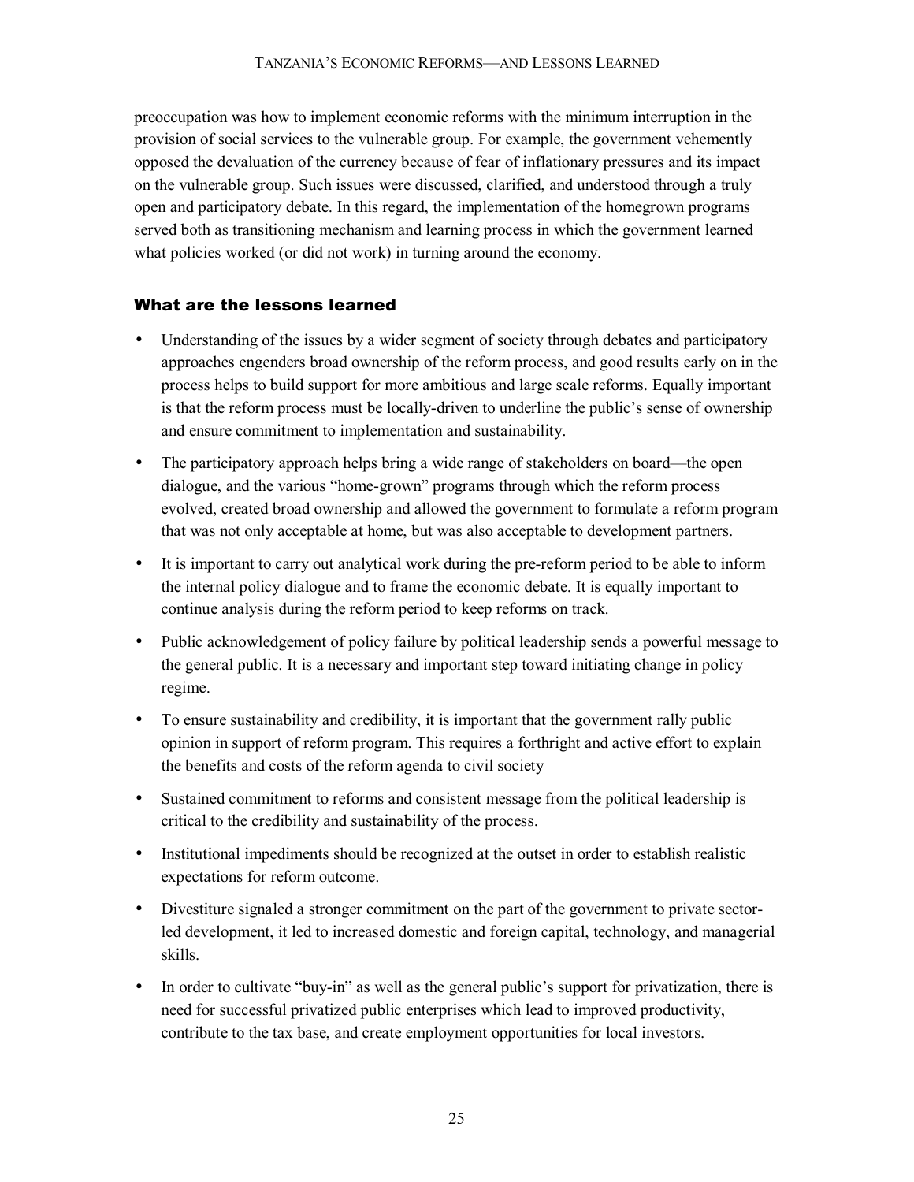preoccupation was how to implement economic reforms with the minimum interruption in the provision of social services to the vulnerable group. For example, the government vehemently opposed the devaluation of the currency because of fear of inflationary pressures and its impact on the vulnerable group. Such issues were discussed, clarified, and understood through a truly open and participatory debate. In this regard, the implementation of the homegrown programs served both as transitioning mechanism and learning process in which the government learned what policies worked (or did not work) in turning around the economy.

## What are the lessons learned

- Understanding of the issues by a wider segment of society through debates and participatory approaches engenders broad ownership of the reform process, and good results early on in the process helps to build support for more ambitious and large scale reforms. Equally important is that the reform process must be locally-driven to underline the public's sense of ownership and ensure commitment to implementation and sustainability.
- The participatory approach helps bring a wide range of stakeholders on board—the open dialogue, and the various "home-grown" programs through which the reform process evolved, created broad ownership and allowed the government to formulate a reform program that was not only acceptable at home, but was also acceptable to development partners.
- It is important to carry out analytical work during the pre-reform period to be able to inform the internal policy dialogue and to frame the economic debate. It is equally important to continue analysis during the reform period to keep reforms on track.
- Public acknowledgement of policy failure by political leadership sends a powerful message to the general public. It is a necessary and important step toward initiating change in policy regime.
- To ensure sustainability and credibility, it is important that the government rally public opinion in support of reform program. This requires a forthright and active effort to explain the benefits and costs of the reform agenda to civil society
- Sustained commitment to reforms and consistent message from the political leadership is critical to the credibility and sustainability of the process.
- Institutional impediments should be recognized at the outset in order to establish realistic expectations for reform outcome.
- Divestiture signaled a stronger commitment on the part of the government to private sector-led development, it led to increased domestic and foreign capital, technology, and managerial skills.
- In order to cultivate "buy-in" as well as the general public's support for privatization, there is need for successful privatized public enterprises which lead to improved productivity, contribute to the tax base, and create employment opportunities for local investors.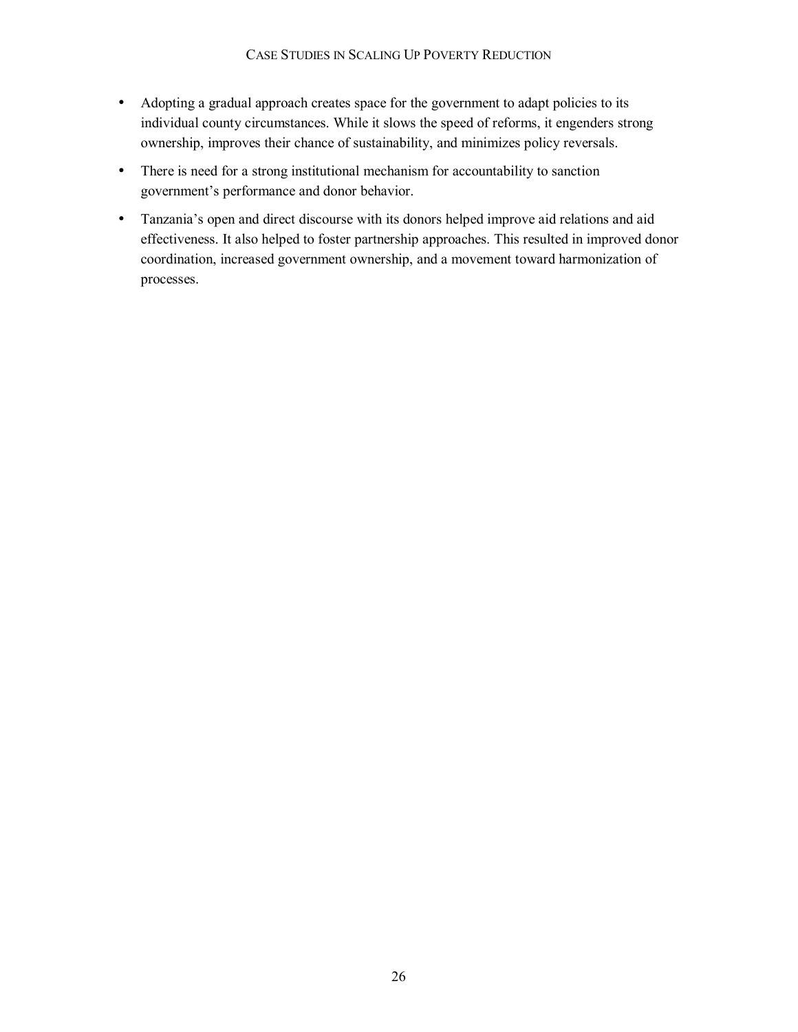- Adopting a gradual approach creates space for the government to adapt policies to its individual county circumstances. While it slows the speed of reforms, it engenders strong ownership, improves their chance of sustainability, and minimizes policy reversals.
- There is need for a strong institutional mechanism for accountability to sanction government's performance and donor behavior.
- Tanzania's open and direct discourse with its donors helped improve aid relations and aid effectiveness. It also helped to foster partnership approaches. This resulted in improved donor coordination, increased government ownership, and a movement toward harmonization of processes.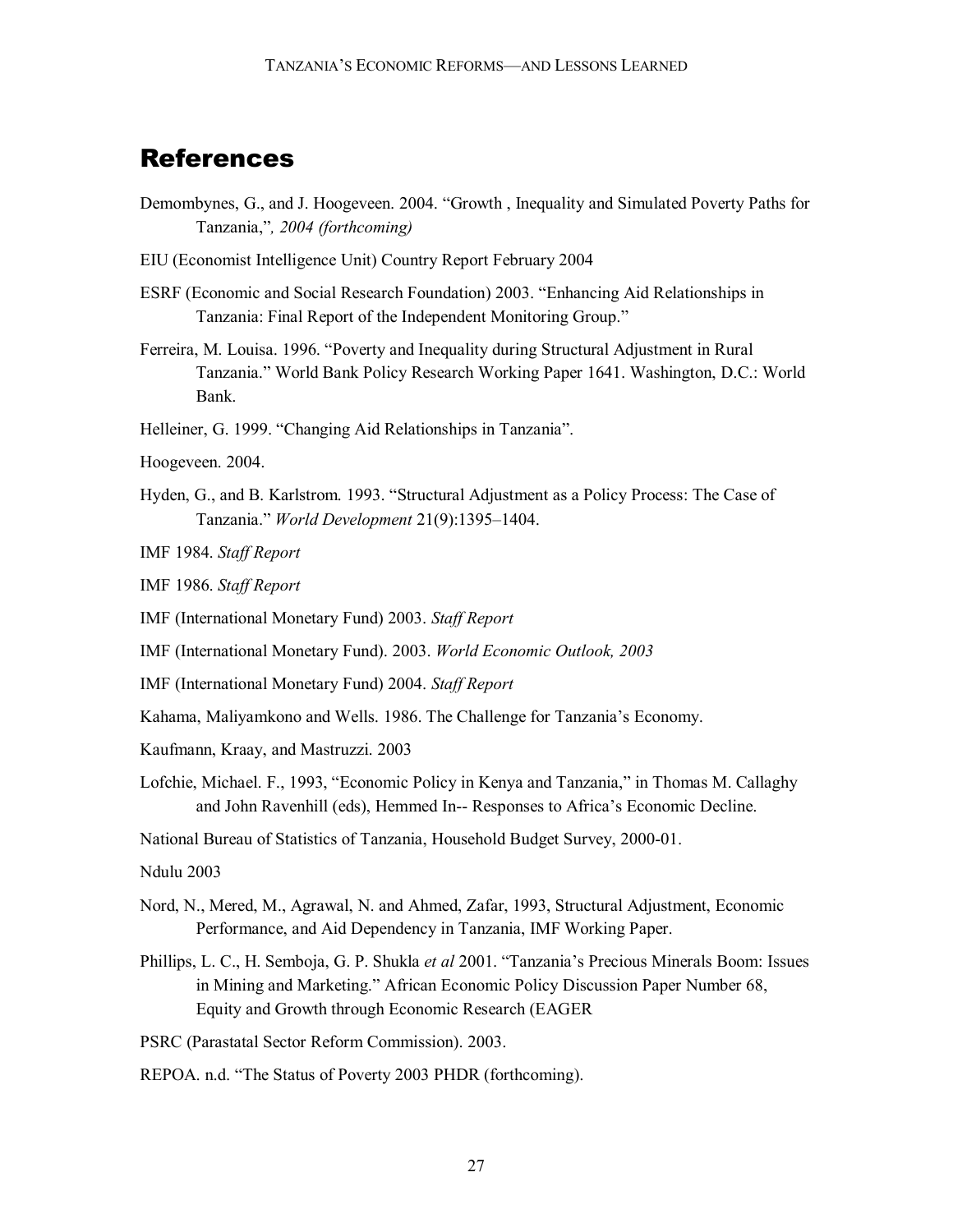# References

Demombynes, G., and J. Hoogeveen. 2004. "Growth , Inequality and Simulated Poverty Paths for Tanzania,"*, 2004 (forthcoming)*

EIU (Economist Intelligence Unit) Country Report February 2004

ESRF (Economic and Social Research Foundation) 2003. "Enhancing Aid Relationships in Tanzania: Final Report of the Independent Monitoring Group."

Ferreira, M. Louisa. 1996. "Poverty and Inequality during Structural Adjustment in Rural Tanzania." World Bank Policy Research Working Paper 1641. Washington, D.C.: World Bank.

Helleiner, G. 1999. "Changing Aid Relationships in Tanzania".

Hoogeveen. 2004.

Hyden, G., and B. Karlstrom. 1993. "Structural Adjustment as a Policy Process: The Case of Tanzania." *World Development* 21(9):1395–1404.

IMF 1984. *Staff Report*

IMF 1986. *Staff Report*

IMF (International Monetary Fund) 2003. *Staff Report*

IMF (International Monetary Fund). 2003. *World Economic Outlook, 2003*

IMF (International Monetary Fund) 2004. *Staff Report*

Kahama, Maliyamkono and Wells. 1986. The Challenge for Tanzania's Economy.

Kaufmann, Kraay, and Mastruzzi. 2003

Lofchie, Michael. F., 1993, "Economic Policy in Kenya and Tanzania," in Thomas M. Callaghy and John Ravenhill (eds), Hemmed In-- Responses to Africa's Economic Decline.

National Bureau of Statistics of Tanzania, Household Budget Survey, 2000-01.

Ndulu 2003

Nord, N., Mered, M., Agrawal, N. and Ahmed, Zafar, 1993, Structural Adjustment, Economic Performance, and Aid Dependency in Tanzania, IMF Working Paper.

Phillips, L. C., H. Semboja, G. P. Shukla *et al* 2001. "Tanzania's Precious Minerals Boom: Issues in Mining and Marketing." African Economic Policy Discussion Paper Number 68, Equity and Growth through Economic Research (EAGER

PSRC (Parastatal Sector Reform Commission). 2003.

REPOA. n.d. "The Status of Poverty 2003 PHDR (forthcoming).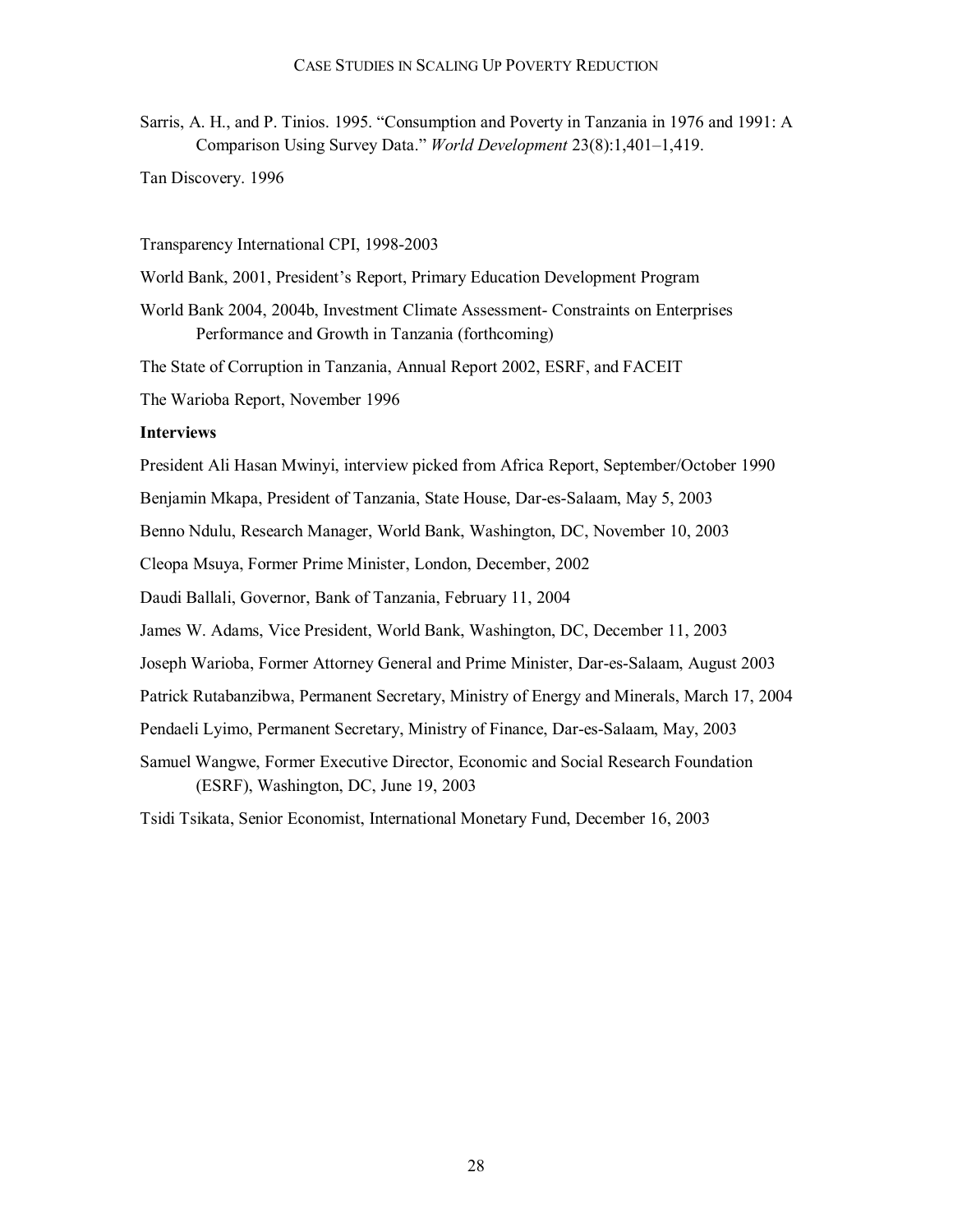Sarris, A. H., and P. Tinios. 1995. "Consumption and Poverty in Tanzania in 1976 and 1991: A Comparison Using Survey Data." *World Development* 23(8):1,401–1,419.

Tan Discovery. 1996

Transparency International CPI, 1998-2003

World Bank, 2001, President's Report, Primary Education Development Program

World Bank 2004, 2004b, Investment Climate Assessment- Constraints on Enterprises Performance and Growth in Tanzania (forthcoming)

The State of Corruption in Tanzania, Annual Report 2002, ESRF, and FACEIT

The Warioba Report, November 1996

**Interviews**

President Ali Hasan Mwinyi, interview picked from Africa Report, September/October 1990

Benjamin Mkapa, President of Tanzania, State House, Dar-es-Salaam, May 5, 2003

Benno Ndulu, Research Manager, World Bank, Washington, DC, November 10, 2003

Cleopa Msuya, Former Prime Minister, London, December, 2002

Daudi Ballali, Governor, Bank of Tanzania, February 11, 2004

James W. Adams, Vice President, World Bank, Washington, DC, December 11, 2003

Joseph Warioba, Former Attorney General and Prime Minister, Dar-es-Salaam, August 2003

Patrick Rutabanzibwa, Permanent Secretary, Ministry of Energy and Minerals, March 17, 2004

Pendaeli Lyimo, Permanent Secretary, Ministry of Finance, Dar-es-Salaam, May, 2003

Samuel Wangwe, Former Executive Director, Economic and Social Research Foundation (ESRF), Washington, DC, June 19, 2003

Tsidi Tsikata, Senior Economist, International Monetary Fund, December 16, 2003